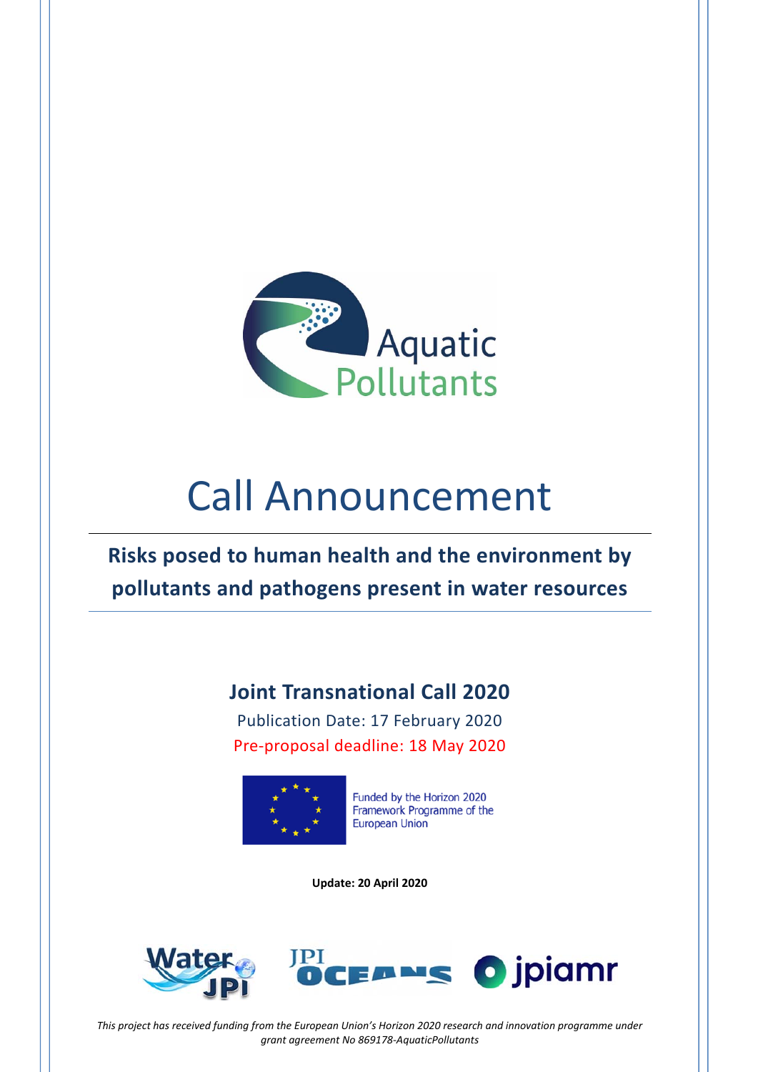Aquatic Pollutants

# Call Announcement

## Risks posed to human health and the environment by pollutants and pathogens present in water resources

### Joint Transnational Call 2020

Publication Date: 17 February 2020

Pre-proposal deadline: 18 May 2020

Funded by the Horizon 2020 Framework Programme of the European Union

**Update: 20 April 2020**

Water JPI · JPI Oceans · jpiamr

*This project has received funding from the European Union's Horizon 2020 research and innovation programme under grant agreement No 869178-AquaticPollutants*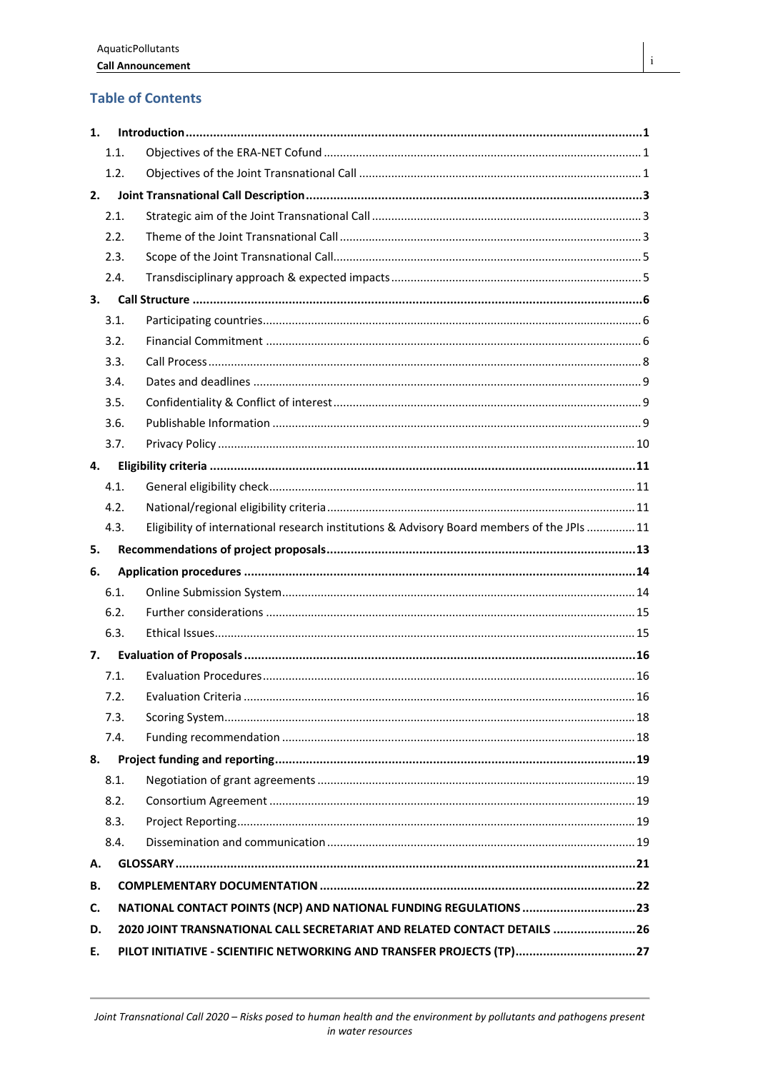## Table of Contents

**1. Introduction ..... 1**

- 1.1. Objectives of the ERA-NET Cofund ..... 1
- 1.2. Objectives of the Joint Transnational Call ..... 1

**2. Joint Transnational Call Description ..... 3**

- 2.1. Strategic aim of the Joint Transnational Call ..... 3
- 2.2. Theme of the Joint Transnational Call ..... 3
- 2.3. Scope of the Joint Transnational Call ..... 5
- 2.4. Transdisciplinary approach & expected impacts ..... 5

**3. Call Structure ..... 6**

- 3.1. Participating countries ..... 6
- 3.2. Financial Commitment ..... 6
- 3.3. Call Process ..... 8
- 3.4. Dates and deadlines ..... 9
- 3.5. Confidentiality & Conflict of interest ..... 9
- 3.6. Publishable Information ..... 9
- 3.7. Privacy Policy ..... 10

**4. Eligibility criteria ..... 11**

- 4.1. General eligibility check ..... 11
- 4.2. National/regional eligibility criteria ..... 11
- 4.3. Eligibility of international research institutions & Advisory Board members of the JPIs ..... 11

**5. Recommendations of project proposals ..... 13**

**6. Application procedures ..... 14**

- 6.1. Online Submission System ..... 14
- 6.2. Further considerations ..... 15
- 6.3. Ethical Issues ..... 15

**7. Evaluation of Proposals ..... 16**

- 7.1. Evaluation Procedures ..... 16
- 7.2. Evaluation Criteria ..... 16
- 7.3. Scoring System ..... 18
- 7.4. Funding recommendation ..... 18

**8. Project funding and reporting ..... 19**

- 8.1. Negotiation of grant agreements ..... 19
- 8.2. Consortium Agreement ..... 19
- 8.3. Project Reporting ..... 19
- 8.4. Dissemination and communication ..... 19

**A. GLOSSARY ..... 21**

**B. COMPLEMENTARY DOCUMENTATION ..... 22**

**C. NATIONAL CONTACT POINTS (NCP) AND NATIONAL FUNDING REGULATIONS ..... 23**

**D. 2020 JOINT TRANSNATIONAL CALL SECRETARIAT AND RELATED CONTACT DETAILS ..... 26**

**E. PILOT INITIATIVE - SCIENTIFIC NETWORKING AND TRANSFER PROJECTS (TP) ..... 27**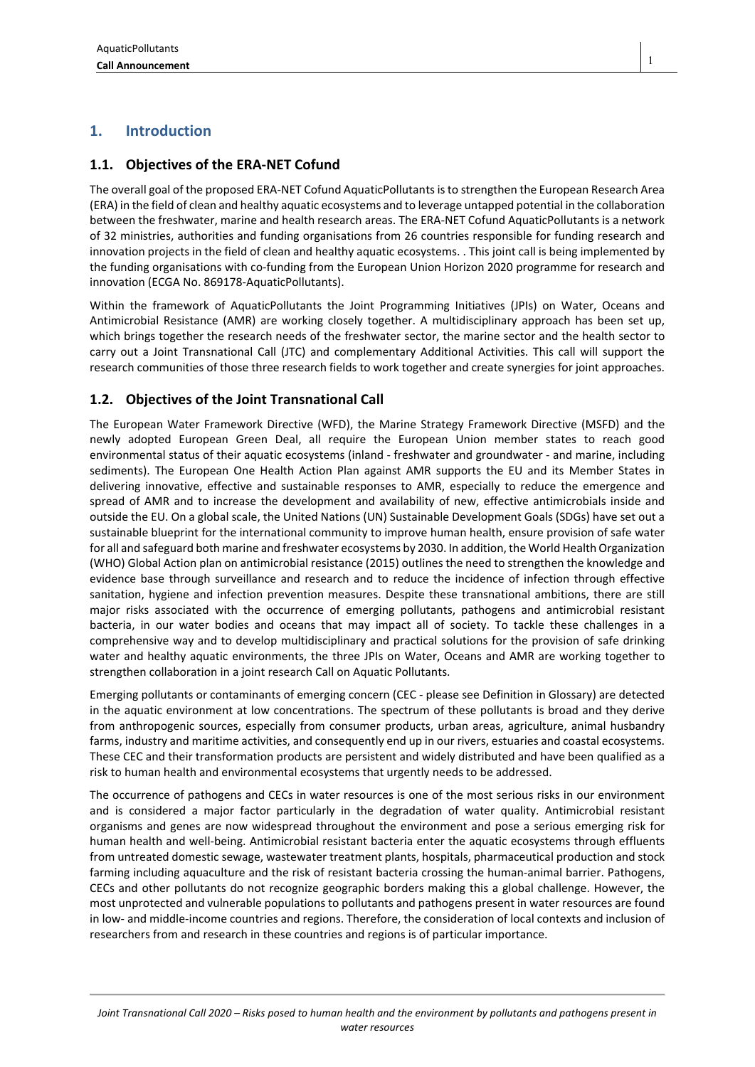## 1. Introduction

### 1.1. Objectives of the ERA-NET Cofund

The overall goal of the proposed ERA-NET Cofund AquaticPollutants is to strengthen the European Research Area (ERA) in the field of clean and healthy aquatic ecosystems and to leverage untapped potential in the collaboration between the freshwater, marine and health research areas. The ERA-NET Cofund AquaticPollutants is a network of 32 ministries, authorities and funding organisations from 26 countries responsible for funding research and innovation projects in the field of clean and healthy aquatic ecosystems. . This joint call is being implemented by the funding organisations with co-funding from the European Union Horizon 2020 programme for research and innovation (ECGA No. 869178-AquaticPollutants).

Within the framework of AquaticPollutants the Joint Programming Initiatives (JPIs) on Water, Oceans and Antimicrobial Resistance (AMR) are working closely together. A multidisciplinary approach has been set up, which brings together the research needs of the freshwater sector, the marine sector and the health sector to carry out a Joint Transnational Call (JTC) and complementary Additional Activities. This call will support the research communities of those three research fields to work together and create synergies for joint approaches.

### 1.2. Objectives of the Joint Transnational Call

The European Water Framework Directive (WFD), the Marine Strategy Framework Directive (MSFD) and the newly adopted European Green Deal, all require the European Union member states to reach good environmental status of their aquatic ecosystems (inland - freshwater and groundwater - and marine, including sediments). The European One Health Action Plan against AMR supports the EU and its Member States in delivering innovative, effective and sustainable responses to AMR, especially to reduce the emergence and spread of AMR and to increase the development and availability of new, effective antimicrobials inside and outside the EU. On a global scale, the United Nations (UN) Sustainable Development Goals (SDGs) have set out a sustainable blueprint for the international community to improve human health, ensure provision of safe water for all and safeguard both marine and freshwater ecosystems by 2030. In addition, the World Health Organization (WHO) Global Action plan on antimicrobial resistance (2015) outlines the need to strengthen the knowledge and evidence base through surveillance and research and to reduce the incidence of infection through effective sanitation, hygiene and infection prevention measures. Despite these transnational ambitions, there are still major risks associated with the occurrence of emerging pollutants, pathogens and antimicrobial resistant bacteria, in our water bodies and oceans that may impact all of society. To tackle these challenges in a comprehensive way and to develop multidisciplinary and practical solutions for the provision of safe drinking water and healthy aquatic environments, the three JPIs on Water, Oceans and AMR are working together to strengthen collaboration in a joint research Call on Aquatic Pollutants.

Emerging pollutants or contaminants of emerging concern (CEC - please see Definition in Glossary) are detected in the aquatic environment at low concentrations. The spectrum of these pollutants is broad and they derive from anthropogenic sources, especially from consumer products, urban areas, agriculture, animal husbandry farms, industry and maritime activities, and consequently end up in our rivers, estuaries and coastal ecosystems. These CEC and their transformation products are persistent and widely distributed and have been qualified as a risk to human health and environmental ecosystems that urgently needs to be addressed.

The occurrence of pathogens and CECs in water resources is one of the most serious risks in our environment and is considered a major factor particularly in the degradation of water quality. Antimicrobial resistant organisms and genes are now widespread throughout the environment and pose a serious emerging risk for human health and well-being. Antimicrobial resistant bacteria enter the aquatic ecosystems through effluents from untreated domestic sewage, wastewater treatment plants, hospitals, pharmaceutical production and stock farming including aquaculture and the risk of resistant bacteria crossing the human-animal barrier. Pathogens, CECs and other pollutants do not recognize geographic borders making this a global challenge. However, the most unprotected and vulnerable populations to pollutants and pathogens present in water resources are found in low- and middle-income countries and regions. Therefore, the consideration of local contexts and inclusion of researchers from and research in these countries and regions is of particular importance.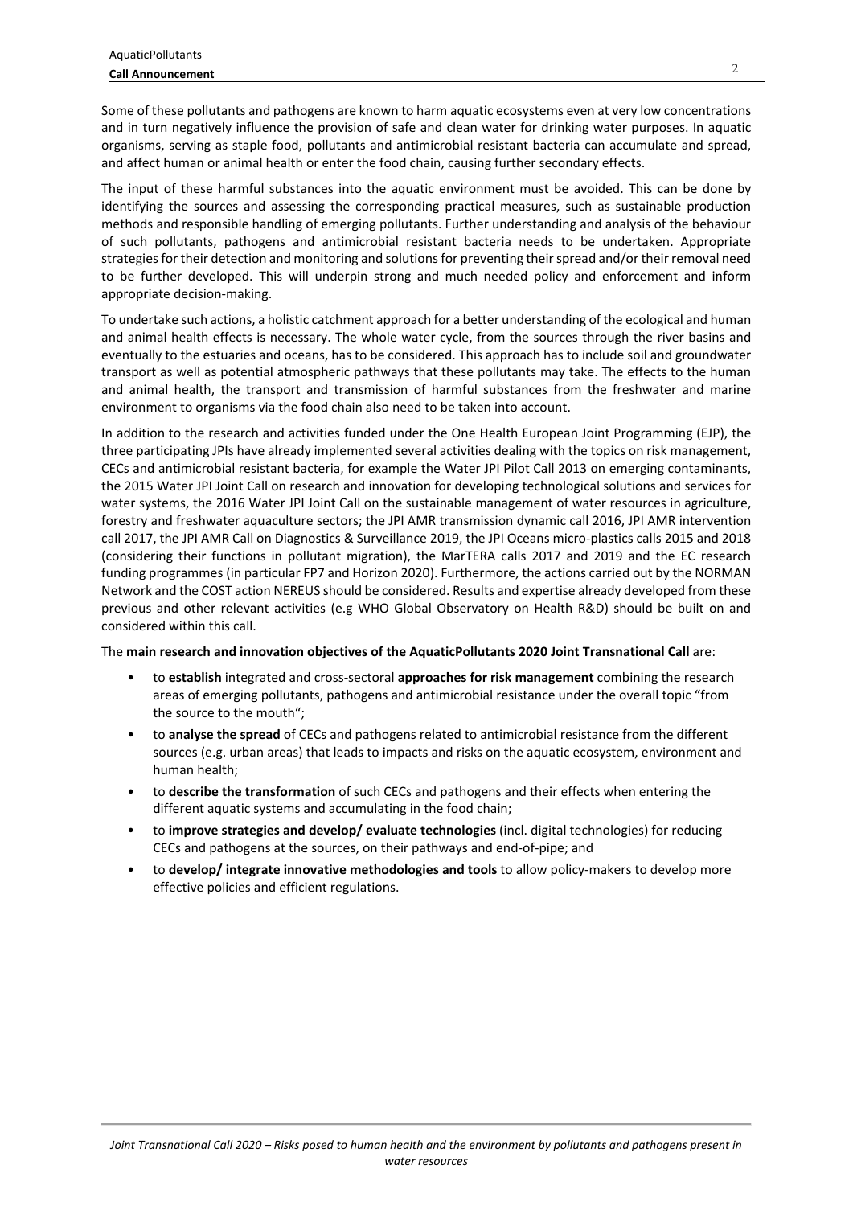Some of these pollutants and pathogens are known to harm aquatic ecosystems even at very low concentrations and in turn negatively influence the provision of safe and clean water for drinking water purposes. In aquatic organisms, serving as staple food, pollutants and antimicrobial resistant bacteria can accumulate and spread, and affect human or animal health or enter the food chain, causing further secondary effects.

The input of these harmful substances into the aquatic environment must be avoided. This can be done by identifying the sources and assessing the corresponding practical measures, such as sustainable production methods and responsible handling of emerging pollutants. Further understanding and analysis of the behaviour of such pollutants, pathogens and antimicrobial resistant bacteria needs to be undertaken. Appropriate strategies for their detection and monitoring and solutions for preventing their spread and/or their removal need to be further developed. This will underpin strong and much needed policy and enforcement and inform appropriate decision-making.

To undertake such actions, a holistic catchment approach for a better understanding of the ecological and human and animal health effects is necessary. The whole water cycle, from the sources through the river basins and eventually to the estuaries and oceans, has to be considered. This approach has to include soil and groundwater transport as well as potential atmospheric pathways that these pollutants may take. The effects to the human and animal health, the transport and transmission of harmful substances from the freshwater and marine environment to organisms via the food chain also need to be taken into account.

In addition to the research and activities funded under the One Health European Joint Programming (EJP), the three participating JPIs have already implemented several activities dealing with the topics on risk management, CECs and antimicrobial resistant bacteria, for example the Water JPI Pilot Call 2013 on emerging contaminants, the 2015 Water JPI Joint Call on research and innovation for developing technological solutions and services for water systems, the 2016 Water JPI Joint Call on the sustainable management of water resources in agriculture, forestry and freshwater aquaculture sectors; the JPI AMR transmission dynamic call 2016, JPI AMR intervention call 2017, the JPI AMR Call on Diagnostics & Surveillance 2019, the JPI Oceans micro-plastics calls 2015 and 2018 (considering their functions in pollutant migration), the MarTERA calls 2017 and 2019 and the EC research funding programmes (in particular FP7 and Horizon 2020). Furthermore, the actions carried out by the NORMAN Network and the COST action NEREUS should be considered. Results and expertise already developed from these previous and other relevant activities (e.g WHO Global Observatory on Health R&D) should be built on and considered within this call.

The **main research and innovation objectives of the AquaticPollutants 2020 Joint Transnational Call** are:

- to **establish** integrated and cross-sectoral **approaches for risk management** combining the research areas of emerging pollutants, pathogens and antimicrobial resistance under the overall topic "from the source to the mouth";
- to **analyse the spread** of CECs and pathogens related to antimicrobial resistance from the different sources (e.g. urban areas) that leads to impacts and risks on the aquatic ecosystem, environment and human health;
- to **describe the transformation** of such CECs and pathogens and their effects when entering the different aquatic systems and accumulating in the food chain;
- to **improve strategies and develop/ evaluate technologies** (incl. digital technologies) for reducing CECs and pathogens at the sources, on their pathways and end-of-pipe; and
- to **develop/ integrate innovative methodologies and tools** to allow policy-makers to develop more effective policies and efficient regulations.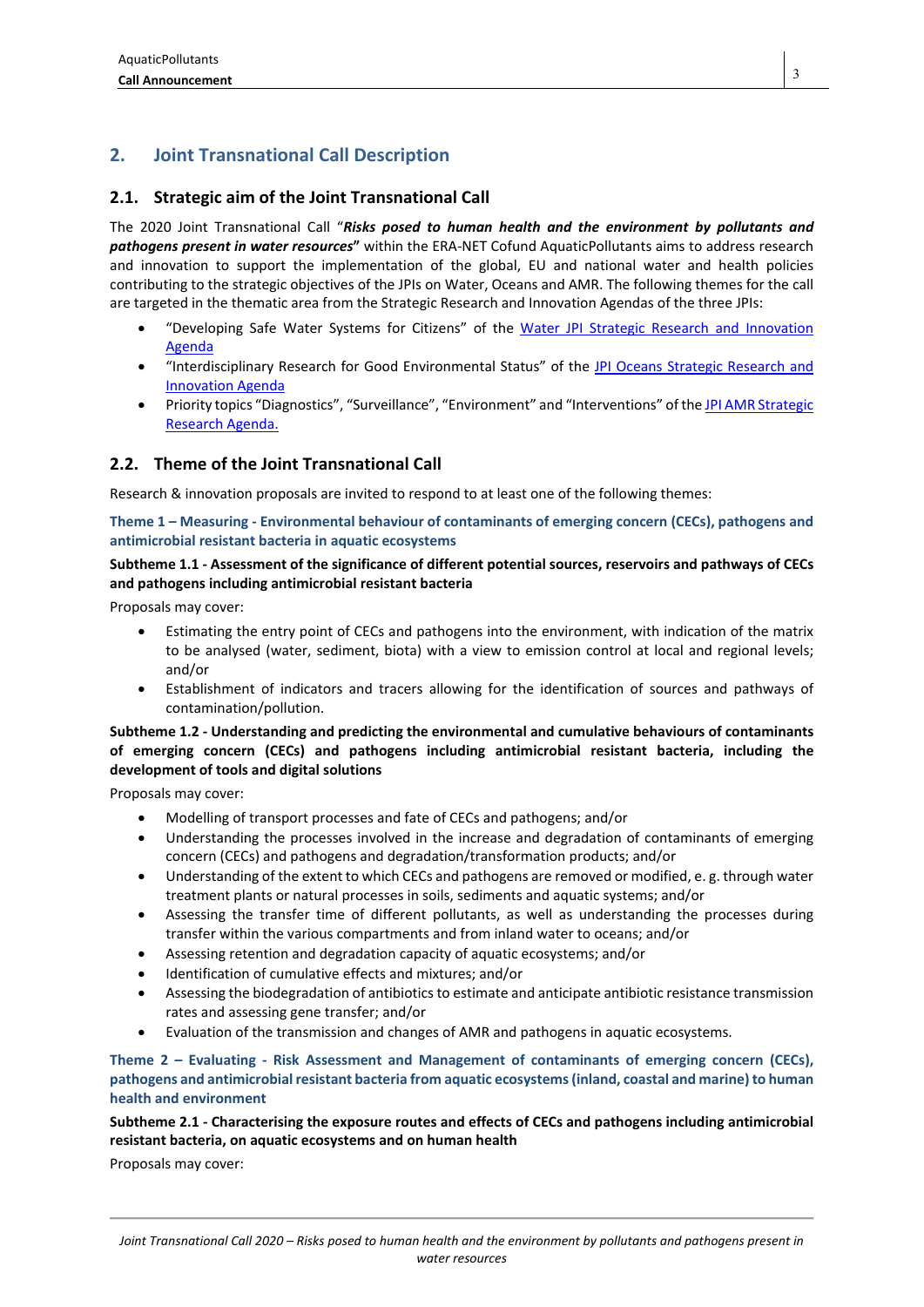## 2. Joint Transnational Call Description

### 2.1. Strategic aim of the Joint Transnational Call

The 2020 Joint Transnational Call "***Risks posed to human health and the environment by pollutants and pathogens present in water resources***" within the ERA-NET Cofund AquaticPollutants aims to address research and innovation to support the implementation of the global, EU and national water and health policies contributing to the strategic objectives of the JPIs on Water, Oceans and AMR. The following themes for the call are targeted in the thematic area from the Strategic Research and Innovation Agendas of the three JPIs:

- "Developing Safe Water Systems for Citizens" of the Water JPI Strategic Research and Innovation Agenda
- "Interdisciplinary Research for Good Environmental Status" of the JPI Oceans Strategic Research and Innovation Agenda
- Priority topics "Diagnostics", "Surveillance", "Environment" and "Interventions" of the JPI AMR Strategic Research Agenda.

### 2.2. Theme of the Joint Transnational Call

Research & innovation proposals are invited to respond to at least one of the following themes:

**Theme 1 – Measuring - Environmental behaviour of contaminants of emerging concern (CECs), pathogens and antimicrobial resistant bacteria in aquatic ecosystems**

**Subtheme 1.1 - Assessment of the significance of different potential sources, reservoirs and pathways of CECs and pathogens including antimicrobial resistant bacteria**

Proposals may cover:

- Estimating the entry point of CECs and pathogens into the environment, with indication of the matrix to be analysed (water, sediment, biota) with a view to emission control at local and regional levels; and/or
- Establishment of indicators and tracers allowing for the identification of sources and pathways of contamination/pollution.

**Subtheme 1.2 - Understanding and predicting the environmental and cumulative behaviours of contaminants of emerging concern (CECs) and pathogens including antimicrobial resistant bacteria, including the development of tools and digital solutions**

Proposals may cover:

- Modelling of transport processes and fate of CECs and pathogens; and/or
- Understanding the processes involved in the increase and degradation of contaminants of emerging concern (CECs) and pathogens and degradation/transformation products; and/or
- Understanding of the extent to which CECs and pathogens are removed or modified, e. g. through water treatment plants or natural processes in soils, sediments and aquatic systems; and/or
- Assessing the transfer time of different pollutants, as well as understanding the processes during transfer within the various compartments and from inland water to oceans; and/or
- Assessing retention and degradation capacity of aquatic ecosystems; and/or
- Identification of cumulative effects and mixtures; and/or
- Assessing the biodegradation of antibiotics to estimate and anticipate antibiotic resistance transmission rates and assessing gene transfer; and/or
- Evaluation of the transmission and changes of AMR and pathogens in aquatic ecosystems.

**Theme 2 – Evaluating - Risk Assessment and Management of contaminants of emerging concern (CECs), pathogens and antimicrobial resistant bacteria from aquatic ecosystems (inland, coastal and marine) to human health and environment**

**Subtheme 2.1 - Characterising the exposure routes and effects of CECs and pathogens including antimicrobial resistant bacteria, on aquatic ecosystems and on human health**

Proposals may cover: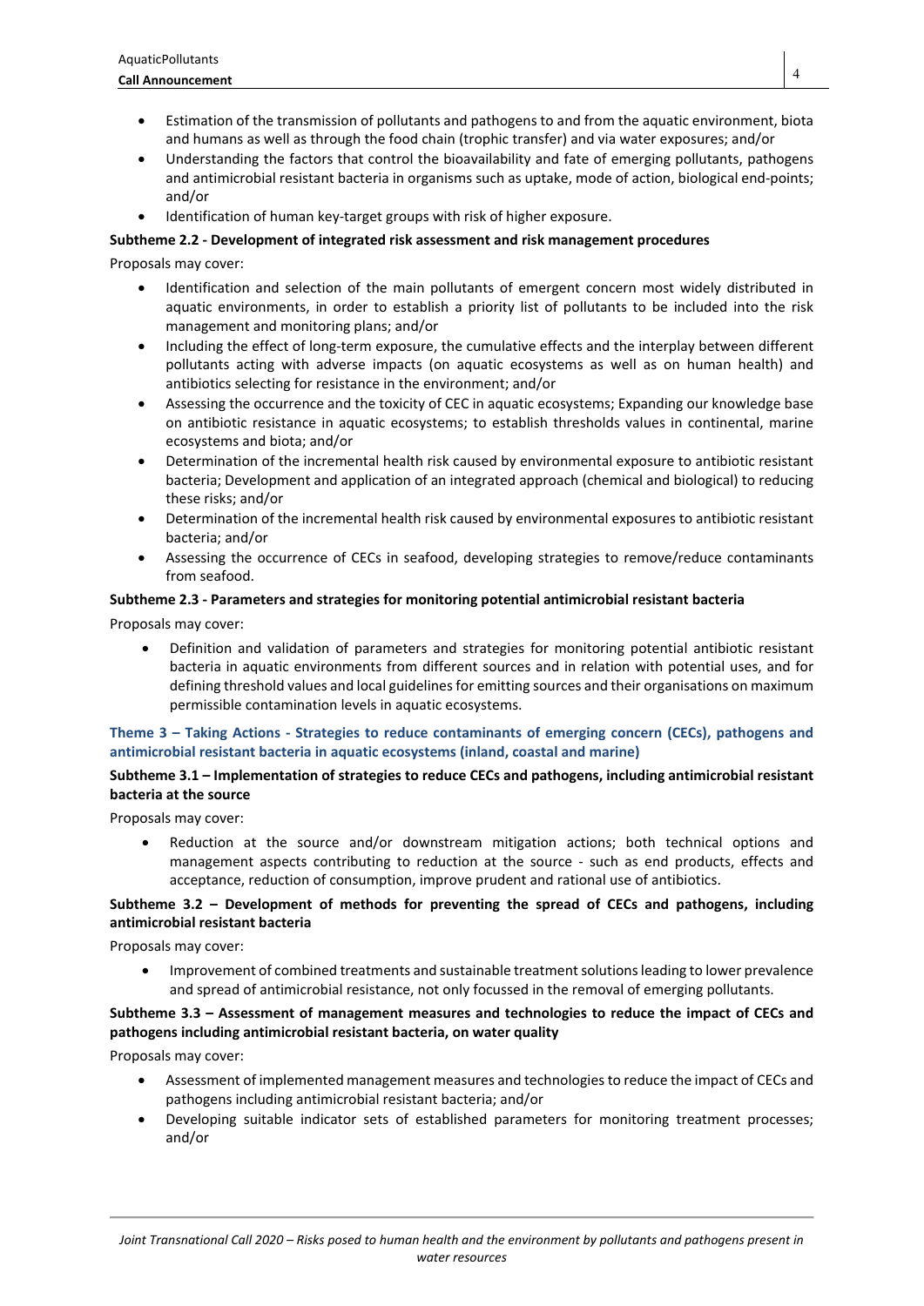- Estimation of the transmission of pollutants and pathogens to and from the aquatic environment, biota and humans as well as through the food chain (trophic transfer) and via water exposures; and/or
- Understanding the factors that control the bioavailability and fate of emerging pollutants, pathogens and antimicrobial resistant bacteria in organisms such as uptake, mode of action, biological end-points; and/or
- Identification of human key-target groups with risk of higher exposure.

**Subtheme 2.2 - Development of integrated risk assessment and risk management procedures**

Proposals may cover:

- Identification and selection of the main pollutants of emergent concern most widely distributed in aquatic environments, in order to establish a priority list of pollutants to be included into the risk management and monitoring plans; and/or
- Including the effect of long-term exposure, the cumulative effects and the interplay between different pollutants acting with adverse impacts (on aquatic ecosystems as well as on human health) and antibiotics selecting for resistance in the environment; and/or
- Assessing the occurrence and the toxicity of CEC in aquatic ecosystems; Expanding our knowledge base on antibiotic resistance in aquatic ecosystems; to establish thresholds values in continental, marine ecosystems and biota; and/or
- Determination of the incremental health risk caused by environmental exposure to antibiotic resistant bacteria; Development and application of an integrated approach (chemical and biological) to reducing these risks; and/or
- Determination of the incremental health risk caused by environmental exposures to antibiotic resistant bacteria; and/or
- Assessing the occurrence of CECs in seafood, developing strategies to remove/reduce contaminants from seafood.

**Subtheme 2.3 - Parameters and strategies for monitoring potential antimicrobial resistant bacteria**

Proposals may cover:

- Definition and validation of parameters and strategies for monitoring potential antibiotic resistant bacteria in aquatic environments from different sources and in relation with potential uses, and for defining threshold values and local guidelines for emitting sources and their organisations on maximum permissible contamination levels in aquatic ecosystems.

### Theme 3 – Taking Actions - Strategies to reduce contaminants of emerging concern (CECs), pathogens and antimicrobial resistant bacteria in aquatic ecosystems (inland, coastal and marine)

**Subtheme 3.1 – Implementation of strategies to reduce CECs and pathogens, including antimicrobial resistant bacteria at the source**

Proposals may cover:

- Reduction at the source and/or downstream mitigation actions; both technical options and management aspects contributing to reduction at the source - such as end products, effects and acceptance, reduction of consumption, improve prudent and rational use of antibiotics.

**Subtheme 3.2 – Development of methods for preventing the spread of CECs and pathogens, including antimicrobial resistant bacteria**

Proposals may cover:

- Improvement of combined treatments and sustainable treatment solutions leading to lower prevalence and spread of antimicrobial resistance, not only focussed in the removal of emerging pollutants.

**Subtheme 3.3 – Assessment of management measures and technologies to reduce the impact of CECs and pathogens including antimicrobial resistant bacteria, on water quality**

Proposals may cover:

- Assessment of implemented management measures and technologies to reduce the impact of CECs and pathogens including antimicrobial resistant bacteria; and/or
- Developing suitable indicator sets of established parameters for monitoring treatment processes; and/or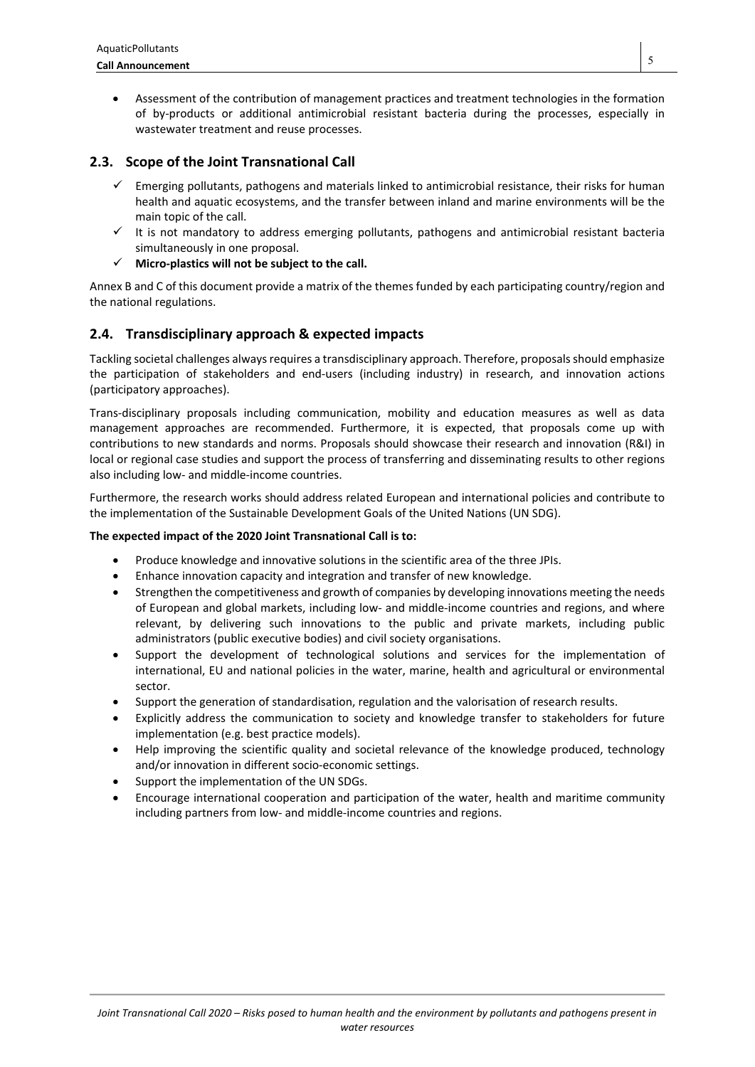- Assessment of the contribution of management practices and treatment technologies in the formation of by-products or additional antimicrobial resistant bacteria during the processes, especially in wastewater treatment and reuse processes.

## 2.3. Scope of the Joint Transnational Call

- ✓ Emerging pollutants, pathogens and materials linked to antimicrobial resistance, their risks for human health and aquatic ecosystems, and the transfer between inland and marine environments will be the main topic of the call.
- ✓ It is not mandatory to address emerging pollutants, pathogens and antimicrobial resistant bacteria simultaneously in one proposal.
- ✓ **Micro-plastics will not be subject to the call.**

Annex B and C of this document provide a matrix of the themes funded by each participating country/region and the national regulations.

## 2.4. Transdisciplinary approach & expected impacts

Tackling societal challenges always requires a transdisciplinary approach. Therefore, proposals should emphasize the participation of stakeholders and end-users (including industry) in research, and innovation actions (participatory approaches).

Trans-disciplinary proposals including communication, mobility and education measures as well as data management approaches are recommended. Furthermore, it is expected, that proposals come up with contributions to new standards and norms. Proposals should showcase their research and innovation (R&I) in local or regional case studies and support the process of transferring and disseminating results to other regions also including low- and middle-income countries.

Furthermore, the research works should address related European and international policies and contribute to the implementation of the Sustainable Development Goals of the United Nations (UN SDG).

**The expected impact of the 2020 Joint Transnational Call is to:**

- Produce knowledge and innovative solutions in the scientific area of the three JPIs.
- Enhance innovation capacity and integration and transfer of new knowledge.
- Strengthen the competitiveness and growth of companies by developing innovations meeting the needs of European and global markets, including low- and middle-income countries and regions, and where relevant, by delivering such innovations to the public and private markets, including public administrators (public executive bodies) and civil society organisations.
- Support the development of technological solutions and services for the implementation of international, EU and national policies in the water, marine, health and agricultural or environmental sector.
- Support the generation of standardisation, regulation and the valorisation of research results.
- Explicitly address the communication to society and knowledge transfer to stakeholders for future implementation (e.g. best practice models).
- Help improving the scientific quality and societal relevance of the knowledge produced, technology and/or innovation in different socio-economic settings.
- Support the implementation of the UN SDGs.
- Encourage international cooperation and participation of the water, health and maritime community including partners from low- and middle-income countries and regions.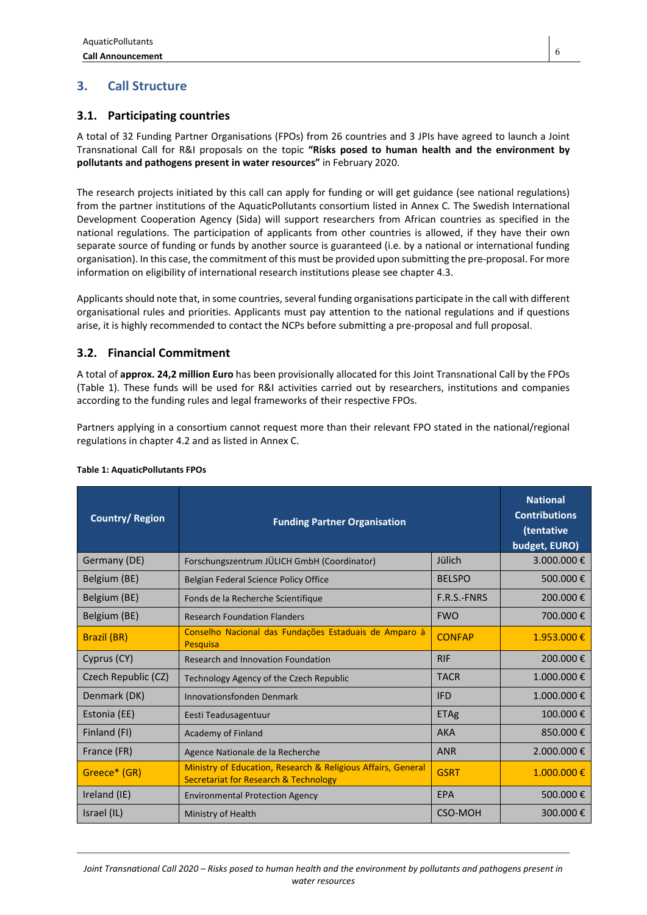## 3. Call Structure

### 3.1. Participating countries

A total of 32 Funding Partner Organisations (FPOs) from 26 countries and 3 JPIs have agreed to launch a Joint Transnational Call for R&I proposals on the topic **"Risks posed to human health and the environment by pollutants and pathogens present in water resources"** in February 2020.

The research projects initiated by this call can apply for funding or will get guidance (see national regulations) from the partner institutions of the AquaticPollutants consortium listed in Annex C. The Swedish International Development Cooperation Agency (Sida) will support researchers from African countries as specified in the national regulations. The participation of applicants from other countries is allowed, if they have their own separate source of funding or funds by another source is guaranteed (i.e. by a national or international funding organisation). In this case, the commitment of this must be provided upon submitting the pre-proposal. For more information on eligibility of international research institutions please see chapter 4.3.

Applicants should note that, in some countries, several funding organisations participate in the call with different organisational rules and priorities. Applicants must pay attention to the national regulations and if questions arise, it is highly recommended to contact the NCPs before submitting a pre-proposal and full proposal.

### 3.2. Financial Commitment

A total of **approx. 24,2 million Euro** has been provisionally allocated for this Joint Transnational Call by the FPOs (Table 1). These funds will be used for R&I activities carried out by researchers, institutions and companies according to the funding rules and legal frameworks of their respective FPOs.

Partners applying in a consortium cannot request more than their relevant FPO stated in the national/regional regulations in chapter 4.2 and as listed in Annex C.

**Table 1: AquaticPollutants FPOs**

| Country/ Region | Funding Partner Organisation | | National Contributions (tentative budget, EURO) |
|---|---|---|---|
| Germany (DE) | Forschungszentrum JÜLICH GmbH (Coordinator) | Jülich | 3.000.000 € |
| Belgium (BE) | Belgian Federal Science Policy Office | BELSPO | 500.000 € |
| Belgium (BE) | Fonds de la Recherche Scientifique | F.R.S.-FNRS | 200.000 € |
| Belgium (BE) | Research Foundation Flanders | FWO | 700.000 € |
| Brazil (BR) | Conselho Nacional das Fundações Estaduais de Amparo à Pesquisa | CONFAP | 1.953.000 € |
| Cyprus (CY) | Research and Innovation Foundation | RIF | 200.000 € |
| Czech Republic (CZ) | Technology Agency of the Czech Republic | TACR | 1.000.000 € |
| Denmark (DK) | Innovationsfonden Denmark | IFD | 1.000.000 € |
| Estonia (EE) | Eesti Teadusagentuur | ETAg | 100.000 € |
| Finland (FI) | Academy of Finland | AKA | 850.000 € |
| France (FR) | Agence Nationale de la Recherche | ANR | 2.000.000 € |
| Greece* (GR) | Ministry of Education, Research & Religious Affairs, General Secretariat for Research & Technology | GSRT | 1.000.000 € |
| Ireland (IE) | Environmental Protection Agency | EPA | 500.000 € |
| Israel (IL) | Ministry of Health | CSO-MOH | 300.000 € |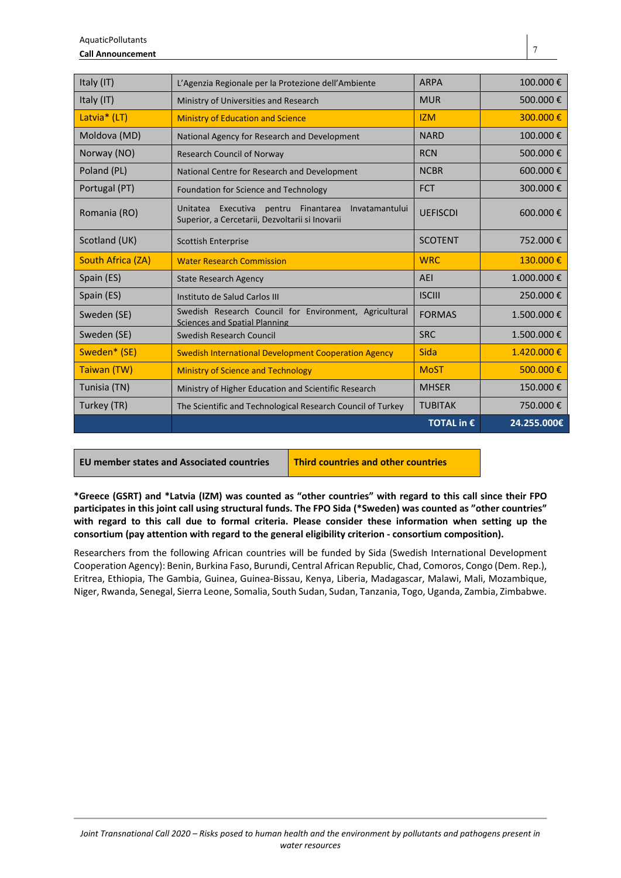| | | | |
|---|---|---|---|
| Italy (IT) | L'Agenzia Regionale per la Protezione dell'Ambiente | ARPA | 100.000 € |
| Italy (IT) | Ministry of Universities and Research | MUR | 500.000 € |
| Latvia* (LT) | Ministry of Education and Science | IZM | 300.000 € |
| Moldova (MD) | National Agency for Research and Development | NARD | 100.000 € |
| Norway (NO) | Research Council of Norway | RCN | 500.000 € |
| Poland (PL) | National Centre for Research and Development | NCBR | 600.000 € |
| Portugal (PT) | Foundation for Science and Technology | FCT | 300.000 € |
| Romania (RO) | Unitatea Executiva pentru Finantarea Invatamantului Superior, a Cercetarii, Dezvoltarii si Inovarii | UEFISCDI | 600.000 € |
| Scotland (UK) | Scottish Enterprise | SCOTENT | 752.000 € |
| South Africa (ZA) | Water Research Commission | WRC | 130.000 € |
| Spain (ES) | State Research Agency | AEI | 1.000.000 € |
| Spain (ES) | Instituto de Salud Carlos III | ISCIII | 250.000 € |
| Sweden (SE) | Swedish Research Council for Environment, Agricultural Sciences and Spatial Planning | FORMAS | 1.500.000 € |
| Sweden (SE) | Swedish Research Council | SRC | 1.500.000 € |
| Sweden* (SE) | Swedish International Development Cooperation Agency | Sida | 1.420.000 € |
| Taiwan (TW) | Ministry of Science and Technology | MoST | 500.000 € |
| Tunisia (TN) | Ministry of Higher Education and Scientific Research | MHSER | 150.000 € |
| Turkey (TR) | The Scientific and Technological Research Council of Turkey | TUBITAK | 750.000 € |
| | | **TOTAL in €** | **24.255.000€** |

| | |
|---|---|
| **EU member states and Associated countries** | **Third countries and other countries** |

**\*Greece (GSRT) and \*Latvia (IZM) was counted as "other countries" with regard to this call since their FPO participates in this joint call using structural funds. The FPO Sida (\*Sweden) was counted as "other countries" with regard to this call due to formal criteria. Please consider these information when setting up the consortium (pay attention with regard to the general eligibility criterion - consortium composition).**

Researchers from the following African countries will be funded by Sida (Swedish International Development Cooperation Agency): Benin, Burkina Faso, Burundi, Central African Republic, Chad, Comoros, Congo (Dem. Rep.), Eritrea, Ethiopia, The Gambia, Guinea, Guinea-Bissau, Kenya, Liberia, Madagascar, Malawi, Mali, Mozambique, Niger, Rwanda, Senegal, Sierra Leone, Somalia, South Sudan, Sudan, Tanzania, Togo, Uganda, Zambia, Zimbabwe.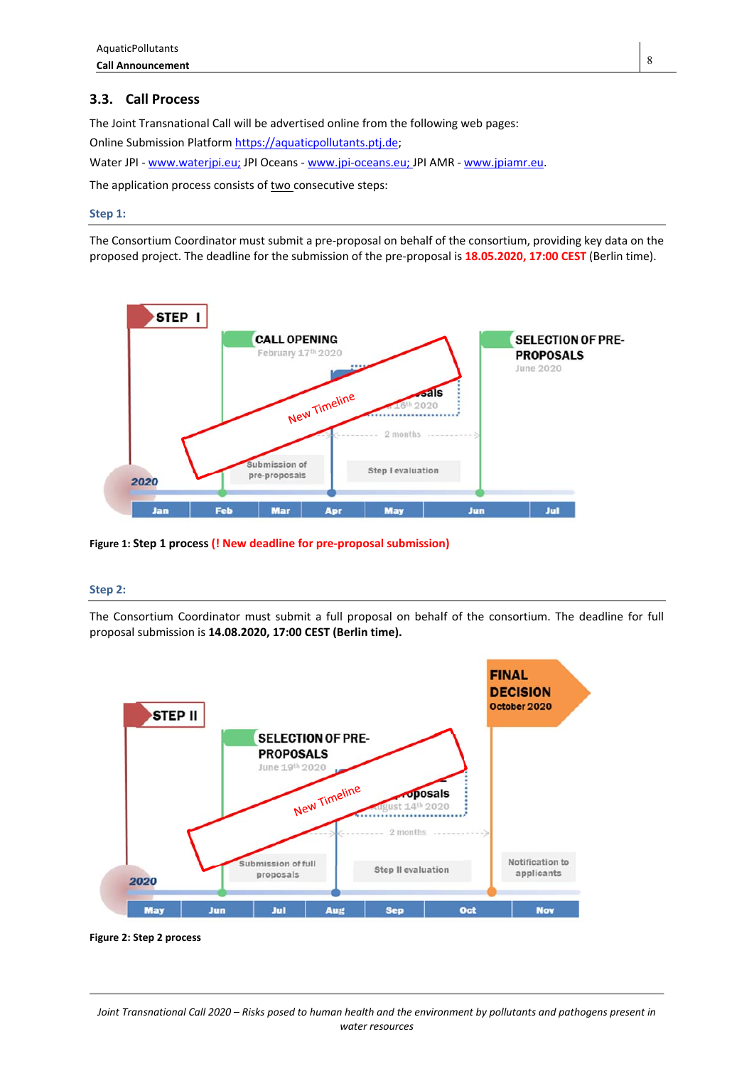### 3.3. Call Process

The Joint Transnational Call will be advertised online from the following web pages:

Online Submission Platform https://aquaticpollutants.ptj.de;

Water JPI - www.waterjpi.eu; JPI Oceans - www.jpi-oceans.eu; JPI AMR - www.jpiamr.eu.

The application process consists of two consecutive steps:

#### Step 1:

The Consortium Coordinator must submit a pre-proposal on behalf of the consortium, providing key data on the proposed project. The deadline for the submission of the pre-proposal is **18.05.2020, 17:00 CEST** (Berlin time).

**Figure 1: Step 1 process (! New deadline for pre-proposal submission)**

#### Step 2:

The Consortium Coordinator must submit a full proposal on behalf of the consortium. The deadline for full proposal submission is **14.08.2020, 17:00 CEST (Berlin time).**

**Figure 2: Step 2 process**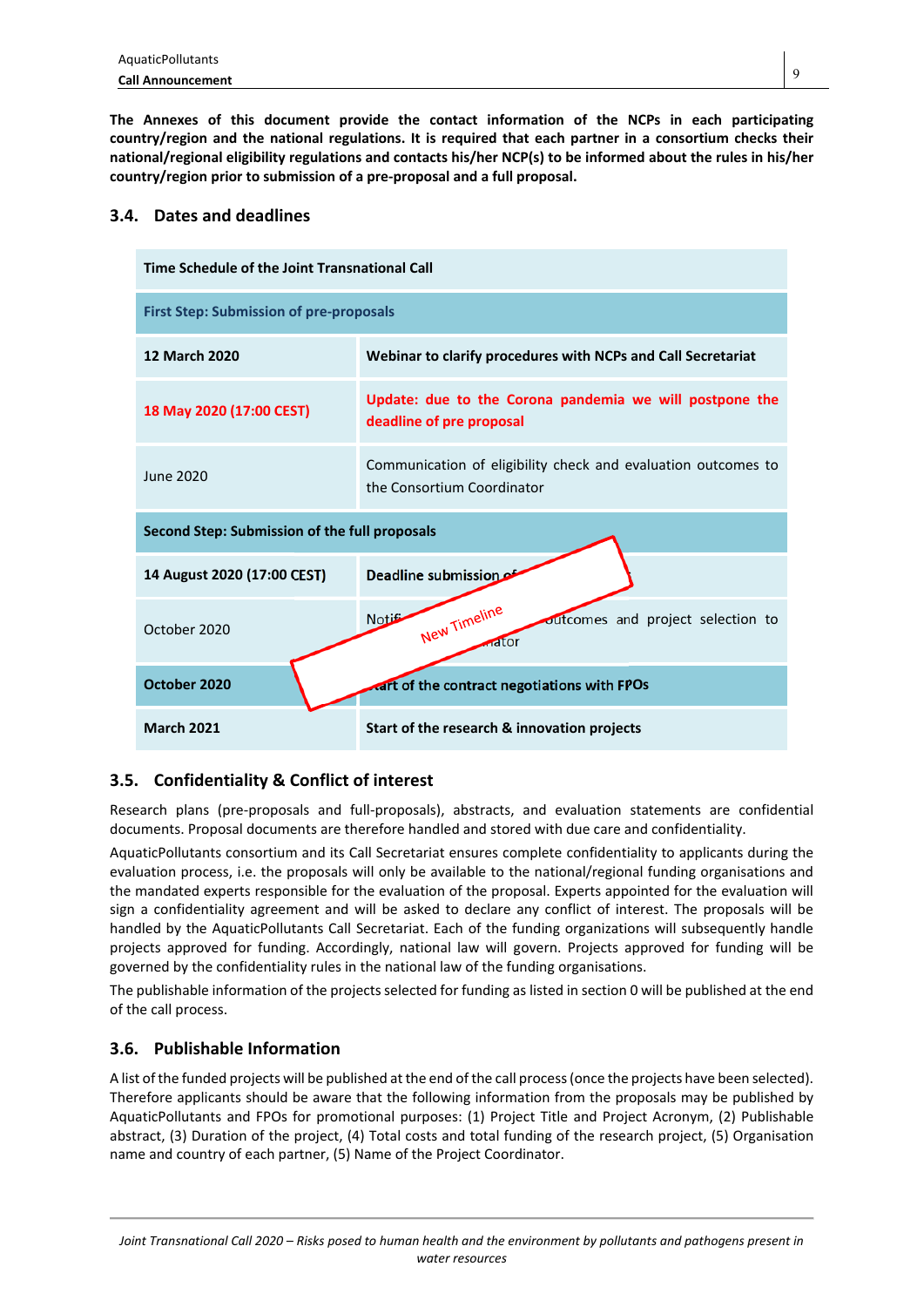**The Annexes of this document provide the contact information of the NCPs in each participating country/region and the national regulations. It is required that each partner in a consortium checks their national/regional eligibility regulations and contacts his/her NCP(s) to be informed about the rules in his/her country/region prior to submission of a pre-proposal and a full proposal.**

### 3.4. Dates and deadlines

| **Time Schedule of the Joint Transnational Call** | |
|---|---|
| **First Step: Submission of pre-proposals** | |
| **12 March 2020** | **Webinar to clarify procedures with NCPs and Call Secretariat** |
| **18 May 2020 (17:00 CEST)** | **Update: due to the Corona pandemia we will postpone the deadline of pre proposal** |
| June 2020 | Communication of eligibility check and evaluation outcomes to the Consortium Coordinator |
| **Second Step: Submission of the full proposals** | |
| **14 August 2020 (17:00 CEST)** | **Deadline submission of** ... |
| October 2020 | Notif... outcomes and project selection to ...ator |
| **October 2020** | **...art of the contract negotiations with FPOs** |
| **March 2021** | **Start of the research & innovation projects** |

New Timeline

### 3.5. Confidentiality & Conflict of interest

Research plans (pre-proposals and full-proposals), abstracts, and evaluation statements are confidential documents. Proposal documents are therefore handled and stored with due care and confidentiality.

AquaticPollutants consortium and its Call Secretariat ensures complete confidentiality to applicants during the evaluation process, i.e. the proposals will only be available to the national/regional funding organisations and the mandated experts responsible for the evaluation of the proposal. Experts appointed for the evaluation will sign a confidentiality agreement and will be asked to declare any conflict of interest. The proposals will be handled by the AquaticPollutants Call Secretariat. Each of the funding organizations will subsequently handle projects approved for funding. Accordingly, national law will govern. Projects approved for funding will be governed by the confidentiality rules in the national law of the funding organisations.

The publishable information of the projects selected for funding as listed in section 0 will be published at the end of the call process.

### 3.6. Publishable Information

A list of the funded projects will be published at the end of the call process (once the projects have been selected). Therefore applicants should be aware that the following information from the proposals may be published by AquaticPollutants and FPOs for promotional purposes: (1) Project Title and Project Acronym, (2) Publishable abstract, (3) Duration of the project, (4) Total costs and total funding of the research project, (5) Organisation name and country of each partner, (5) Name of the Project Coordinator.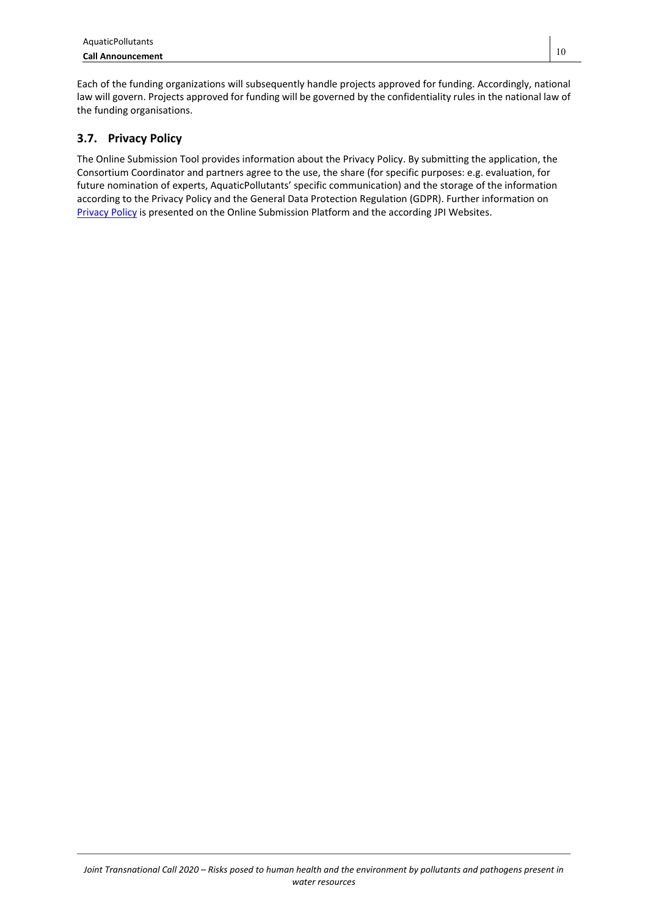Each of the funding organizations will subsequently handle projects approved for funding. Accordingly, national law will govern. Projects approved for funding will be governed by the confidentiality rules in the national law of the funding organisations.

## 3.7. Privacy Policy

The Online Submission Tool provides information about the Privacy Policy. By submitting the application, the Consortium Coordinator and partners agree to the use, the share (for specific purposes: e.g. evaluation, for future nomination of experts, AquaticPollutants' specific communication) and the storage of the information according to the Privacy Policy and the General Data Protection Regulation (GDPR). Further information on Privacy Policy is presented on the Online Submission Platform and the according JPI Websites.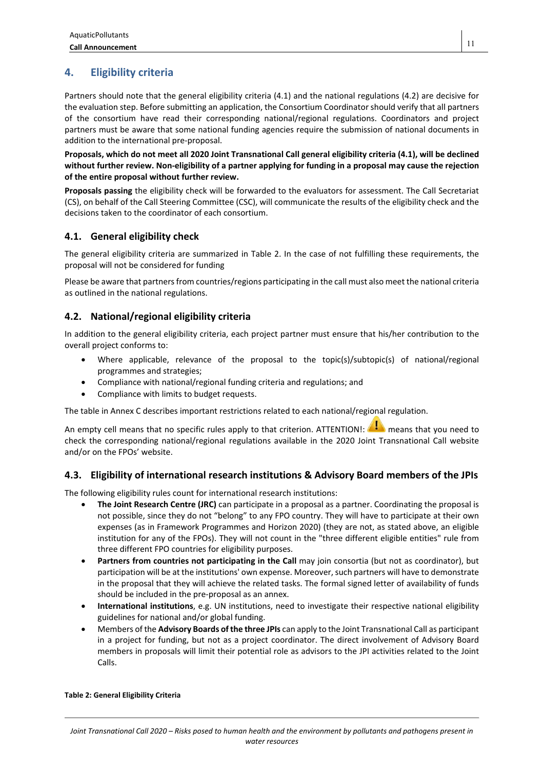## 4. Eligibility criteria

Partners should note that the general eligibility criteria (4.1) and the national regulations (4.2) are decisive for the evaluation step. Before submitting an application, the Consortium Coordinator should verify that all partners of the consortium have read their corresponding national/regional regulations. Coordinators and project partners must be aware that some national funding agencies require the submission of national documents in addition to the international pre-proposal.

**Proposals, which do not meet all 2020 Joint Transnational Call general eligibility criteria (4.1), will be declined without further review. Non-eligibility of a partner applying for funding in a proposal may cause the rejection of the entire proposal without further review.**

**Proposals passing** the eligibility check will be forwarded to the evaluators for assessment. The Call Secretariat (CS), on behalf of the Call Steering Committee (CSC), will communicate the results of the eligibility check and the decisions taken to the coordinator of each consortium.

### 4.1. General eligibility check

The general eligibility criteria are summarized in Table 2. In the case of not fulfilling these requirements, the proposal will not be considered for funding

Please be aware that partners from countries/regions participating in the call must also meet the national criteria as outlined in the national regulations.

### 4.2. National/regional eligibility criteria

In addition to the general eligibility criteria, each project partner must ensure that his/her contribution to the overall project conforms to:

- Where applicable, relevance of the proposal to the topic(s)/subtopic(s) of national/regional programmes and strategies;
- Compliance with national/regional funding criteria and regulations; and
- Compliance with limits to budget requests.

The table in Annex C describes important restrictions related to each national/regional regulation.

An empty cell means that no specific rules apply to that criterion. ATTENTION!: ⚠ means that you need to check the corresponding national/regional regulations available in the 2020 Joint Transnational Call website and/or on the FPOs' website.

### 4.3. Eligibility of international research institutions & Advisory Board members of the JPIs

The following eligibility rules count for international research institutions:

- **The Joint Research Centre (JRC)** can participate in a proposal as a partner. Coordinating the proposal is not possible, since they do not "belong" to any FPO country. They will have to participate at their own expenses (as in Framework Programmes and Horizon 2020) (they are not, as stated above, an eligible institution for any of the FPOs). They will not count in the "three different eligible entities" rule from three different FPO countries for eligibility purposes.
- **Partners from countries not participating in the Call** may join consortia (but not as coordinator), but participation will be at the institutions' own expense. Moreover, such partners will have to demonstrate in the proposal that they will achieve the related tasks. The formal signed letter of availability of funds should be included in the pre-proposal as an annex.
- **International institutions**, e.g. UN institutions, need to investigate their respective national eligibility guidelines for national and/or global funding.
- Members of the **Advisory Boards of the three JPIs** can apply to the Joint Transnational Call as participant in a project for funding, but not as a project coordinator. The direct involvement of Advisory Board members in proposals will limit their potential role as advisors to the JPI activities related to the Joint Calls.

**Table 2: General Eligibility Criteria**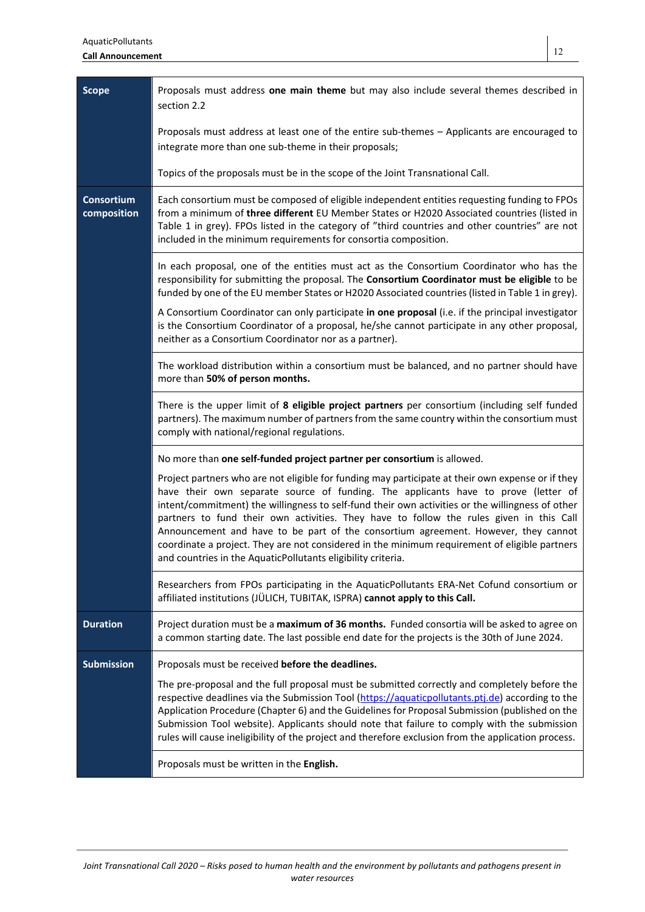| | |
|---|---|
| **Scope** | Proposals must address **one main theme** but may also include several themes described in section 2.2<br><br>Proposals must address at least one of the entire sub-themes – Applicants are encouraged to integrate more than one sub-theme in their proposals;<br><br>Topics of the proposals must be in the scope of the Joint Transnational Call. |
| **Consortium composition** | Each consortium must be composed of eligible independent entities requesting funding to FPOs from a minimum of **three different** EU Member States or H2020 Associated countries (listed in Table 1 in grey). FPOs listed in the category of "third countries and other countries" are not included in the minimum requirements for consortia composition. |
| | In each proposal, one of the entities must act as the Consortium Coordinator who has the responsibility for submitting the proposal. The **Consortium Coordinator must be eligible** to be funded by one of the EU member States or H2020 Associated countries (listed in Table 1 in grey).<br><br>A Consortium Coordinator can only participate **in one proposal** (i.e. if the principal investigator is the Consortium Coordinator of a proposal, he/she cannot participate in any other proposal, neither as a Consortium Coordinator nor as a partner). |
| | The workload distribution within a consortium must be balanced, and no partner should have more than **50% of person months.** |
| | There is the upper limit of **8 eligible project partners** per consortium (including self funded partners). The maximum number of partners from the same country within the consortium must comply with national/regional regulations. |
| | No more than **one self-funded project partner per consortium** is allowed.<br><br>Project partners who are not eligible for funding may participate at their own expense or if they have their own separate source of funding. The applicants have to prove (letter of intent/commitment) the willingness to self-fund their own activities or the willingness of other partners to fund their own activities. They have to follow the rules given in this Call Announcement and have to be part of the consortium agreement. However, they cannot coordinate a project. They are not considered in the minimum requirement of eligible partners and countries in the AquaticPollutants eligibility criteria. |
| | Researchers from FPOs participating in the AquaticPollutants ERA-Net Cofund consortium or affiliated institutions (JÜLICH, TUBITAK, ISPRA) **cannot apply to this Call.** |
| **Duration** | Project duration must be a **maximum of 36 months.** Funded consortia will be asked to agree on a common starting date. The last possible end date for the projects is the 30th of June 2024. |
| **Submission** | Proposals must be received **before the deadlines.**<br><br>The pre-proposal and the full proposal must be submitted correctly and completely before the respective deadlines via the Submission Tool (https://aquaticpollutants.ptj.de) according to the Application Procedure (Chapter 6) and the Guidelines for Proposal Submission (published on the Submission Tool website). Applicants should note that failure to comply with the submission rules will cause ineligibility of the project and therefore exclusion from the application process. |
| | Proposals must be written in the **English.** |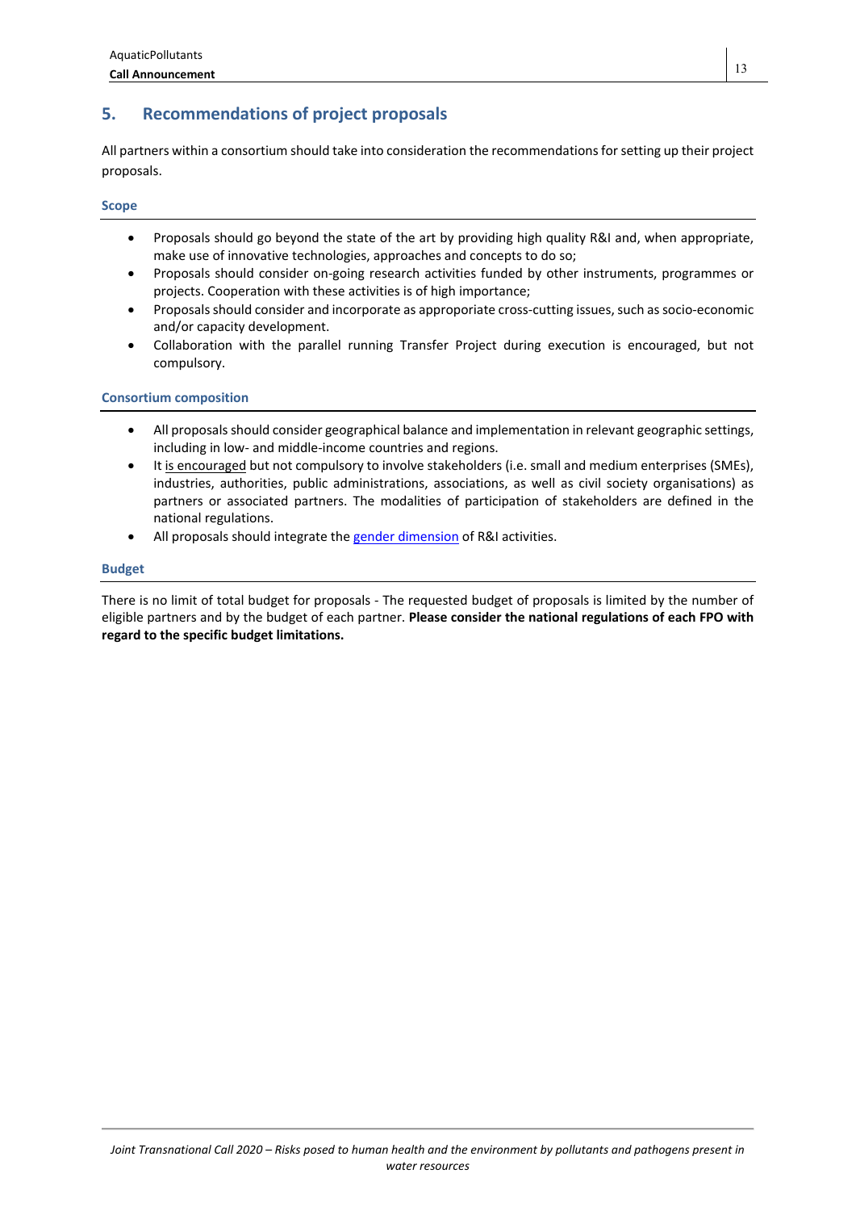## 5. Recommendations of project proposals

All partners within a consortium should take into consideration the recommendations for setting up their project proposals.

### Scope

- Proposals should go beyond the state of the art by providing high quality R&I and, when appropriate, make use of innovative technologies, approaches and concepts to do so;
- Proposals should consider on-going research activities funded by other instruments, programmes or projects. Cooperation with these activities is of high importance;
- Proposals should consider and incorporate as approporiate cross-cutting issues, such as socio-economic and/or capacity development.
- Collaboration with the parallel running Transfer Project during execution is encouraged, but not compulsory.

### Consortium composition

- All proposals should consider geographical balance and implementation in relevant geographic settings, including in low- and middle-income countries and regions.
- It is encouraged but not compulsory to involve stakeholders (i.e. small and medium enterprises (SMEs), industries, authorities, public administrations, associations, as well as civil society organisations) as partners or associated partners. The modalities of participation of stakeholders are defined in the national regulations.
- All proposals should integrate the gender dimension of R&I activities.

### Budget

There is no limit of total budget for proposals - The requested budget of proposals is limited by the number of eligible partners and by the budget of each partner. **Please consider the national regulations of each FPO with regard to the specific budget limitations.**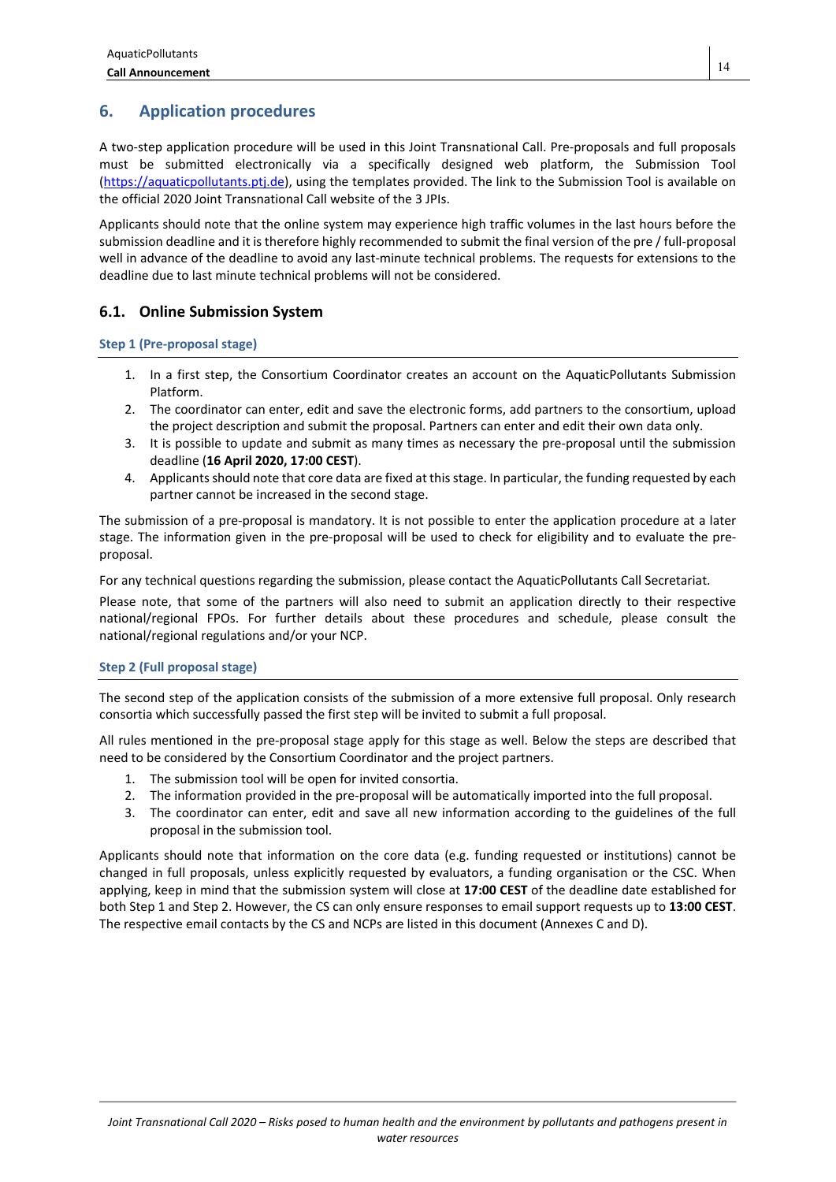## 6. Application procedures

A two-step application procedure will be used in this Joint Transnational Call. Pre-proposals and full proposals must be submitted electronically via a specifically designed web platform, the Submission Tool (https://aquaticpollutants.ptj.de), using the templates provided. The link to the Submission Tool is available on the official 2020 Joint Transnational Call website of the 3 JPIs.

Applicants should note that the online system may experience high traffic volumes in the last hours before the submission deadline and it is therefore highly recommended to submit the final version of the pre / full-proposal well in advance of the deadline to avoid any last-minute technical problems. The requests for extensions to the deadline due to last minute technical problems will not be considered.

### 6.1. Online Submission System

#### Step 1 (Pre-proposal stage)

1. In a first step, the Consortium Coordinator creates an account on the AquaticPollutants Submission Platform.
2. The coordinator can enter, edit and save the electronic forms, add partners to the consortium, upload the project description and submit the proposal. Partners can enter and edit their own data only.
3. It is possible to update and submit as many times as necessary the pre-proposal until the submission deadline (**16 April 2020, 17:00 CEST**).
4. Applicants should note that core data are fixed at this stage. In particular, the funding requested by each partner cannot be increased in the second stage.

The submission of a pre-proposal is mandatory. It is not possible to enter the application procedure at a later stage. The information given in the pre-proposal will be used to check for eligibility and to evaluate the pre-proposal.

For any technical questions regarding the submission, please contact the AquaticPollutants Call Secretariat.

Please note, that some of the partners will also need to submit an application directly to their respective national/regional FPOs. For further details about these procedures and schedule, please consult the national/regional regulations and/or your NCP.

#### Step 2 (Full proposal stage)

The second step of the application consists of the submission of a more extensive full proposal. Only research consortia which successfully passed the first step will be invited to submit a full proposal.

All rules mentioned in the pre-proposal stage apply for this stage as well. Below the steps are described that need to be considered by the Consortium Coordinator and the project partners.

1. The submission tool will be open for invited consortia.
2. The information provided in the pre-proposal will be automatically imported into the full proposal.
3. The coordinator can enter, edit and save all new information according to the guidelines of the full proposal in the submission tool.

Applicants should note that information on the core data (e.g. funding requested or institutions) cannot be changed in full proposals, unless explicitly requested by evaluators, a funding organisation or the CSC. When applying, keep in mind that the submission system will close at **17:00 CEST** of the deadline date established for both Step 1 and Step 2. However, the CS can only ensure responses to email support requests up to **13:00 CEST**. The respective email contacts by the CS and NCPs are listed in this document (Annexes C and D).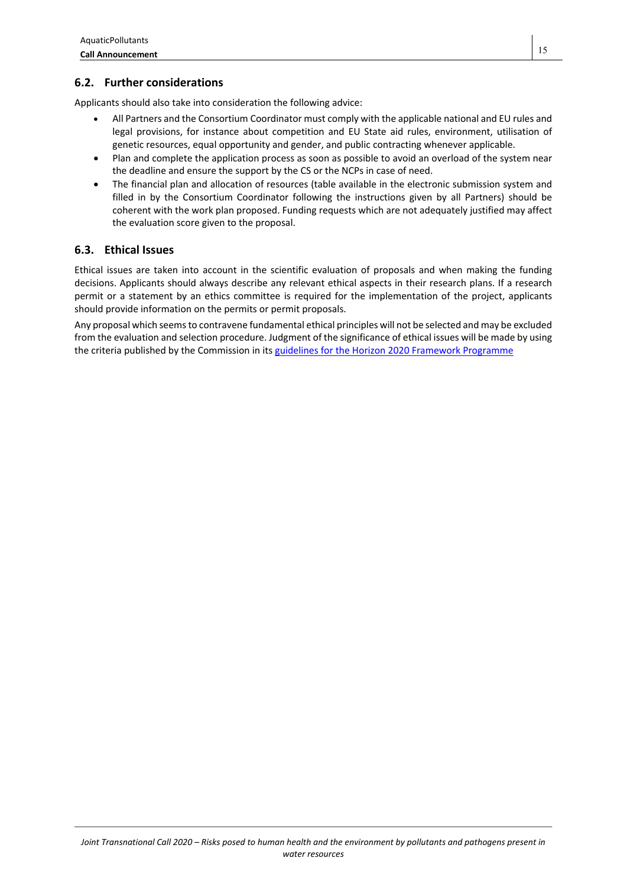## 6.2. Further considerations

Applicants should also take into consideration the following advice:

- All Partners and the Consortium Coordinator must comply with the applicable national and EU rules and legal provisions, for instance about competition and EU State aid rules, environment, utilisation of genetic resources, equal opportunity and gender, and public contracting whenever applicable.
- Plan and complete the application process as soon as possible to avoid an overload of the system near the deadline and ensure the support by the CS or the NCPs in case of need.
- The financial plan and allocation of resources (table available in the electronic submission system and filled in by the Consortium Coordinator following the instructions given by all Partners) should be coherent with the work plan proposed. Funding requests which are not adequately justified may affect the evaluation score given to the proposal.

## 6.3. Ethical Issues

Ethical issues are taken into account in the scientific evaluation of proposals and when making the funding decisions. Applicants should always describe any relevant ethical aspects in their research plans. If a research permit or a statement by an ethics committee is required for the implementation of the project, applicants should provide information on the permits or permit proposals.

Any proposal which seems to contravene fundamental ethical principles will not be selected and may be excluded from the evaluation and selection procedure. Judgment of the significance of ethical issues will be made by using the criteria published by the Commission in its guidelines for the Horizon 2020 Framework Programme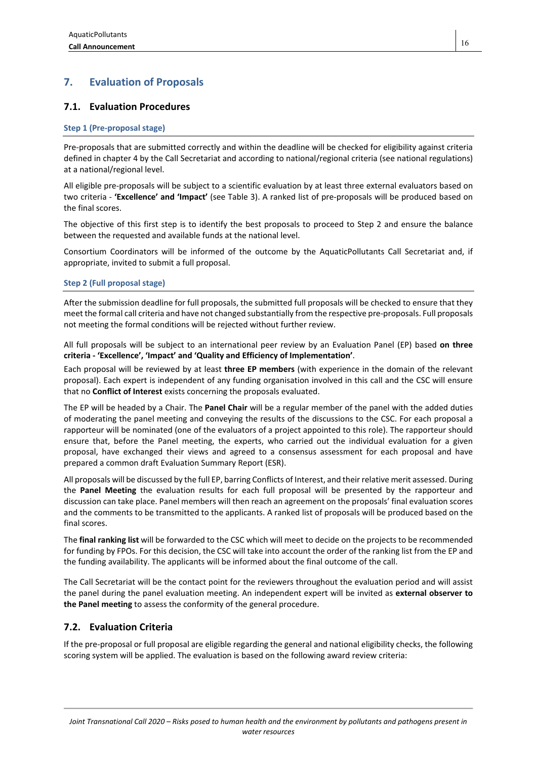## 7. Evaluation of Proposals

### 7.1. Evaluation Procedures

#### Step 1 (Pre-proposal stage)

Pre-proposals that are submitted correctly and within the deadline will be checked for eligibility against criteria defined in chapter 4 by the Call Secretariat and according to national/regional criteria (see national regulations) at a national/regional level.

All eligible pre-proposals will be subject to a scientific evaluation by at least three external evaluators based on two criteria - **'Excellence' and 'Impact'** (see Table 3). A ranked list of pre-proposals will be produced based on the final scores.

The objective of this first step is to identify the best proposals to proceed to Step 2 and ensure the balance between the requested and available funds at the national level.

Consortium Coordinators will be informed of the outcome by the AquaticPollutants Call Secretariat and, if appropriate, invited to submit a full proposal.

#### Step 2 (Full proposal stage)

After the submission deadline for full proposals, the submitted full proposals will be checked to ensure that they meet the formal call criteria and have not changed substantially from the respective pre-proposals. Full proposals not meeting the formal conditions will be rejected without further review.

All full proposals will be subject to an international peer review by an Evaluation Panel (EP) based **on three criteria - 'Excellence', 'Impact' and 'Quality and Efficiency of Implementation'**.

Each proposal will be reviewed by at least **three EP members** (with experience in the domain of the relevant proposal). Each expert is independent of any funding organisation involved in this call and the CSC will ensure that no **Conflict of Interest** exists concerning the proposals evaluated.

The EP will be headed by a Chair. The **Panel Chair** will be a regular member of the panel with the added duties of moderating the panel meeting and conveying the results of the discussions to the CSC. For each proposal a rapporteur will be nominated (one of the evaluators of a project appointed to this role). The rapporteur should ensure that, before the Panel meeting, the experts, who carried out the individual evaluation for a given proposal, have exchanged their views and agreed to a consensus assessment for each proposal and have prepared a common draft Evaluation Summary Report (ESR).

All proposals will be discussed by the full EP, barring Conflicts of Interest, and their relative merit assessed. During the **Panel Meeting** the evaluation results for each full proposal will be presented by the rapporteur and discussion can take place. Panel members will then reach an agreement on the proposals' final evaluation scores and the comments to be transmitted to the applicants. A ranked list of proposals will be produced based on the final scores.

The **final ranking list** will be forwarded to the CSC which will meet to decide on the projects to be recommended for funding by FPOs. For this decision, the CSC will take into account the order of the ranking list from the EP and the funding availability. The applicants will be informed about the final outcome of the call.

The Call Secretariat will be the contact point for the reviewers throughout the evaluation period and will assist the panel during the panel evaluation meeting. An independent expert will be invited as **external observer to the Panel meeting** to assess the conformity of the general procedure.

### 7.2. Evaluation Criteria

If the pre-proposal or full proposal are eligible regarding the general and national eligibility checks, the following scoring system will be applied. The evaluation is based on the following award review criteria: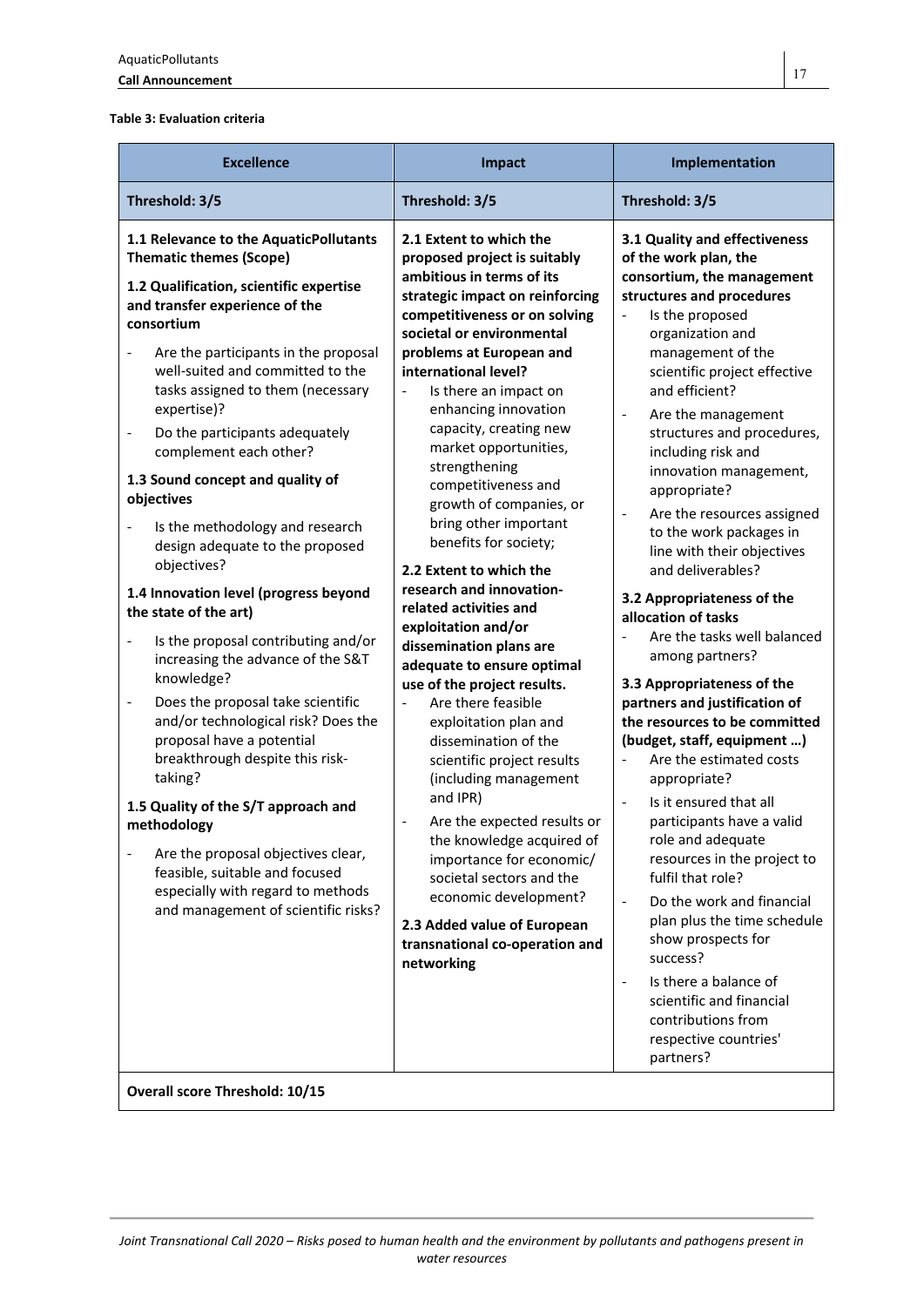**Table 3: Evaluation criteria**

| Excellence | Impact | Implementation |
|---|---|---|
| **Threshold: 3/5** | **Threshold: 3/5** | **Threshold: 3/5** |
| **1.1 Relevance to the AquaticPollutants Thematic themes (Scope)**<br><br>**1.2 Qualification, scientific expertise and transfer experience of the consortium**<br>- Are the participants in the proposal well-suited and committed to the tasks assigned to them (necessary expertise)?<br>- Do the participants adequately complement each other?<br><br>**1.3 Sound concept and quality of objectives**<br>- Is the methodology and research design adequate to the proposed objectives?<br><br>**1.4 Innovation level (progress beyond the state of the art)**<br>- Is the proposal contributing and/or increasing the advance of the S&T knowledge?<br>- Does the proposal take scientific and/or technological risk? Does the proposal have a potential breakthrough despite this risk-taking?<br><br>**1.5 Quality of the S/T approach and methodology**<br>- Are the proposal objectives clear, feasible, suitable and focused especially with regard to methods and management of scientific risks? | **2.1 Extent to which the proposed project is suitably ambitious in terms of its strategic impact on reinforcing competitiveness or on solving societal or environmental problems at European and international level?**<br>- Is there an impact on enhancing innovation capacity, creating new market opportunities, strengthening competitiveness and growth of companies, or bring other important benefits for society;<br><br>**2.2 Extent to which the research and innovation-related activities and exploitation and/or dissemination plans are adequate to ensure optimal use of the project results.**<br>- Are there feasible exploitation plan and dissemination of the scientific project results (including management and IPR)<br>- Are the expected results or the knowledge acquired of importance for economic/ societal sectors and the economic development?<br><br>**2.3 Added value of European transnational co-operation and networking** | **3.1 Quality and effectiveness of the work plan, the consortium, the management structures and procedures**<br>- Is the proposed organization and management of the scientific project effective and efficient?<br>- Are the management structures and procedures, including risk and innovation management, appropriate?<br>- Are the resources assigned to the work packages in line with their objectives and deliverables?<br><br>**3.2 Appropriateness of the allocation of tasks**<br>- Are the tasks well balanced among partners?<br><br>**3.3 Appropriateness of the partners and justification of the resources to be committed (budget, staff, equipment …)**<br>- Are the estimated costs appropriate?<br>- Is it ensured that all participants have a valid role and adequate resources in the project to fulfil that role?<br>- Do the work and financial plan plus the time schedule show prospects for success?<br>- Is there a balance of scientific and financial contributions from respective countries' partners? |
| **Overall score Threshold: 10/15** | | |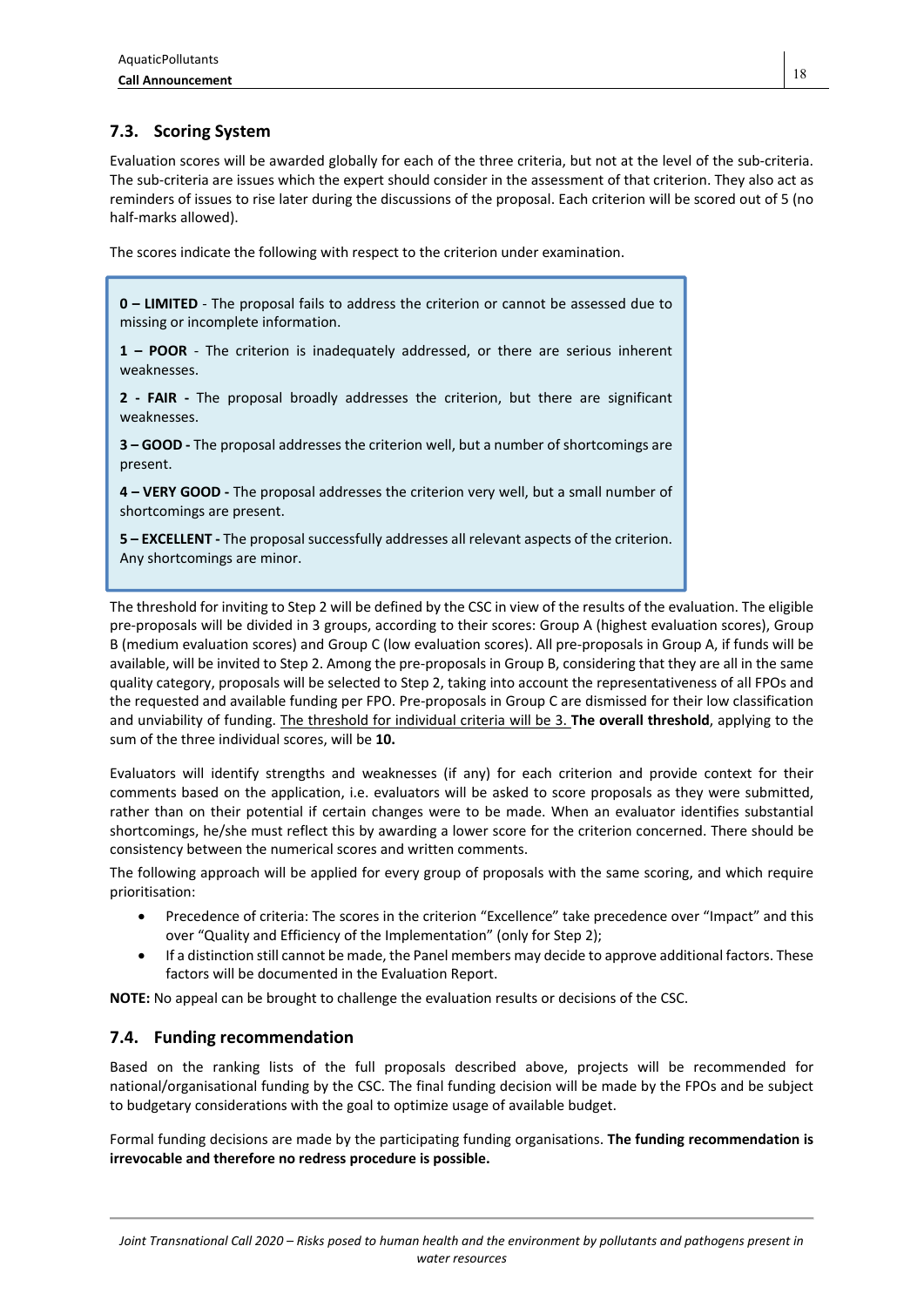## 7.3. Scoring System

Evaluation scores will be awarded globally for each of the three criteria, but not at the level of the sub-criteria. The sub-criteria are issues which the expert should consider in the assessment of that criterion. They also act as reminders of issues to rise later during the discussions of the proposal. Each criterion will be scored out of 5 (no half-marks allowed).

The scores indicate the following with respect to the criterion under examination.

> **0 – LIMITED** - The proposal fails to address the criterion or cannot be assessed due to missing or incomplete information.
>
> **1 – POOR** - The criterion is inadequately addressed, or there are serious inherent weaknesses.
>
> **2 - FAIR -** The proposal broadly addresses the criterion, but there are significant weaknesses.
>
> **3 – GOOD -** The proposal addresses the criterion well, but a number of shortcomings are present.
>
> **4 – VERY GOOD -** The proposal addresses the criterion very well, but a small number of shortcomings are present.
>
> **5 – EXCELLENT -** The proposal successfully addresses all relevant aspects of the criterion. Any shortcomings are minor.

The threshold for inviting to Step 2 will be defined by the CSC in view of the results of the evaluation. The eligible pre-proposals will be divided in 3 groups, according to their scores: Group A (highest evaluation scores), Group B (medium evaluation scores) and Group C (low evaluation scores). All pre-proposals in Group A, if funds will be available, will be invited to Step 2. Among the pre-proposals in Group B, considering that they are all in the same quality category, proposals will be selected to Step 2, taking into account the representativeness of all FPOs and the requested and available funding per FPO. Pre-proposals in Group C are dismissed for their low classification and unviability of funding. The threshold for individual criteria will be 3. **The overall threshold**, applying to the sum of the three individual scores, will be **10.**

Evaluators will identify strengths and weaknesses (if any) for each criterion and provide context for their comments based on the application, i.e. evaluators will be asked to score proposals as they were submitted, rather than on their potential if certain changes were to be made. When an evaluator identifies substantial shortcomings, he/she must reflect this by awarding a lower score for the criterion concerned. There should be consistency between the numerical scores and written comments.

The following approach will be applied for every group of proposals with the same scoring, and which require prioritisation:

- Precedence of criteria: The scores in the criterion "Excellence" take precedence over "Impact" and this over "Quality and Efficiency of the Implementation" (only for Step 2);
- If a distinction still cannot be made, the Panel members may decide to approve additional factors. These factors will be documented in the Evaluation Report.

**NOTE:** No appeal can be brought to challenge the evaluation results or decisions of the CSC.

## 7.4. Funding recommendation

Based on the ranking lists of the full proposals described above, projects will be recommended for national/organisational funding by the CSC. The final funding decision will be made by the FPOs and be subject to budgetary considerations with the goal to optimize usage of available budget.

Formal funding decisions are made by the participating funding organisations. **The funding recommendation is irrevocable and therefore no redress procedure is possible.**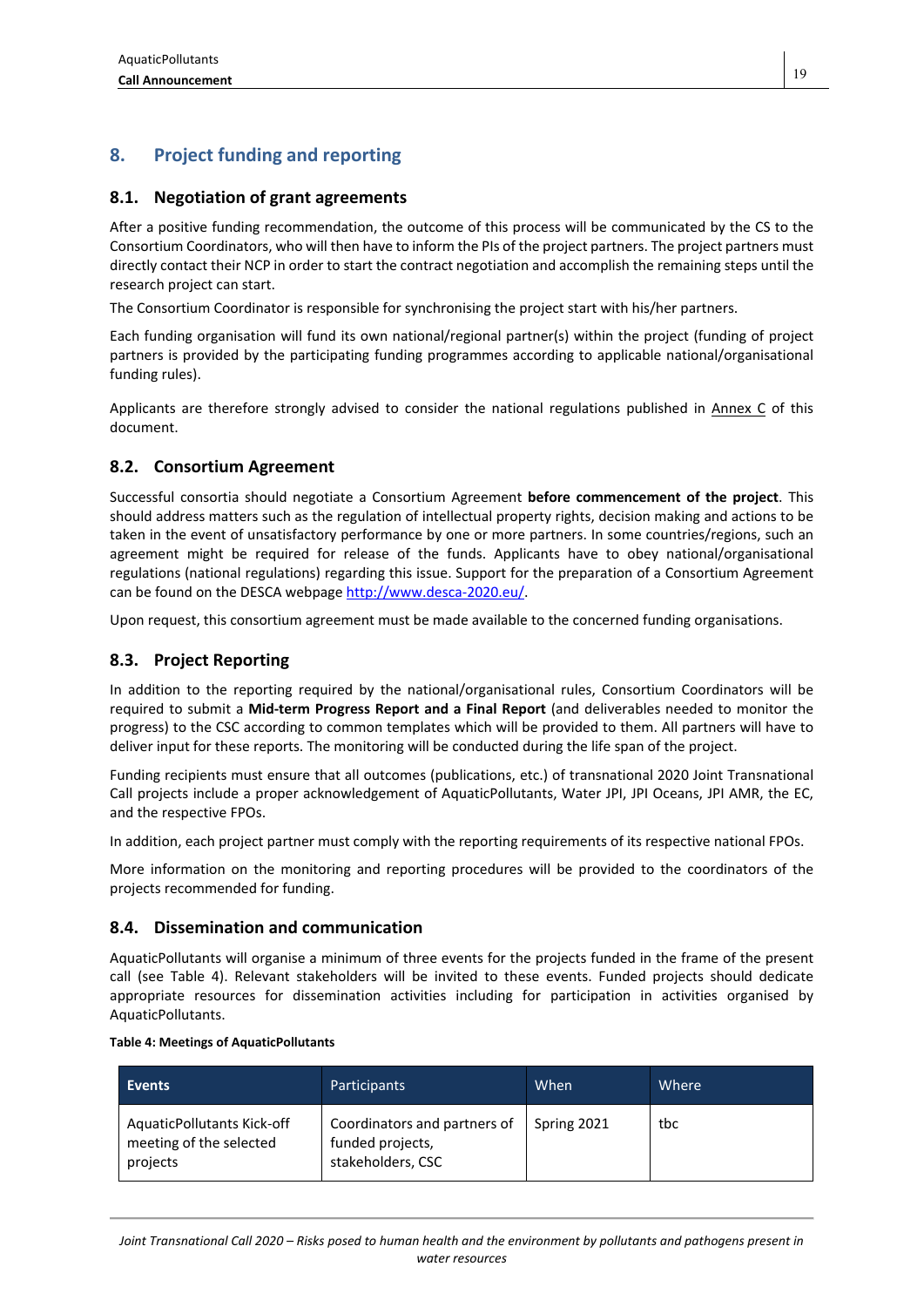## 8. Project funding and reporting

### 8.1. Negotiation of grant agreements

After a positive funding recommendation, the outcome of this process will be communicated by the CS to the Consortium Coordinators, who will then have to inform the PIs of the project partners. The project partners must directly contact their NCP in order to start the contract negotiation and accomplish the remaining steps until the research project can start.

The Consortium Coordinator is responsible for synchronising the project start with his/her partners.

Each funding organisation will fund its own national/regional partner(s) within the project (funding of project partners is provided by the participating funding programmes according to applicable national/organisational funding rules).

Applicants are therefore strongly advised to consider the national regulations published in Annex C of this document.

### 8.2. Consortium Agreement

Successful consortia should negotiate a Consortium Agreement **before commencement of the project**. This should address matters such as the regulation of intellectual property rights, decision making and actions to be taken in the event of unsatisfactory performance by one or more partners. In some countries/regions, such an agreement might be required for release of the funds. Applicants have to obey national/organisational regulations (national regulations) regarding this issue. Support for the preparation of a Consortium Agreement can be found on the DESCA webpage http://www.desca-2020.eu/.

Upon request, this consortium agreement must be made available to the concerned funding organisations.

### 8.3. Project Reporting

In addition to the reporting required by the national/organisational rules, Consortium Coordinators will be required to submit a **Mid-term Progress Report and a Final Report** (and deliverables needed to monitor the progress) to the CSC according to common templates which will be provided to them. All partners will have to deliver input for these reports. The monitoring will be conducted during the life span of the project.

Funding recipients must ensure that all outcomes (publications, etc.) of transnational 2020 Joint Transnational Call projects include a proper acknowledgement of AquaticPollutants, Water JPI, JPI Oceans, JPI AMR, the EC, and the respective FPOs.

In addition, each project partner must comply with the reporting requirements of its respective national FPOs.

More information on the monitoring and reporting procedures will be provided to the coordinators of the projects recommended for funding.

### 8.4. Dissemination and communication

AquaticPollutants will organise a minimum of three events for the projects funded in the frame of the present call (see Table 4). Relevant stakeholders will be invited to these events. Funded projects should dedicate appropriate resources for dissemination activities including for participation in activities organised by AquaticPollutants.

**Table 4: Meetings of AquaticPollutants**

| Events | Participants | When | Where |
|---|---|---|---|
| AquaticPollutants Kick-off meeting of the selected projects | Coordinators and partners of funded projects, stakeholders, CSC | Spring 2021 | tbc |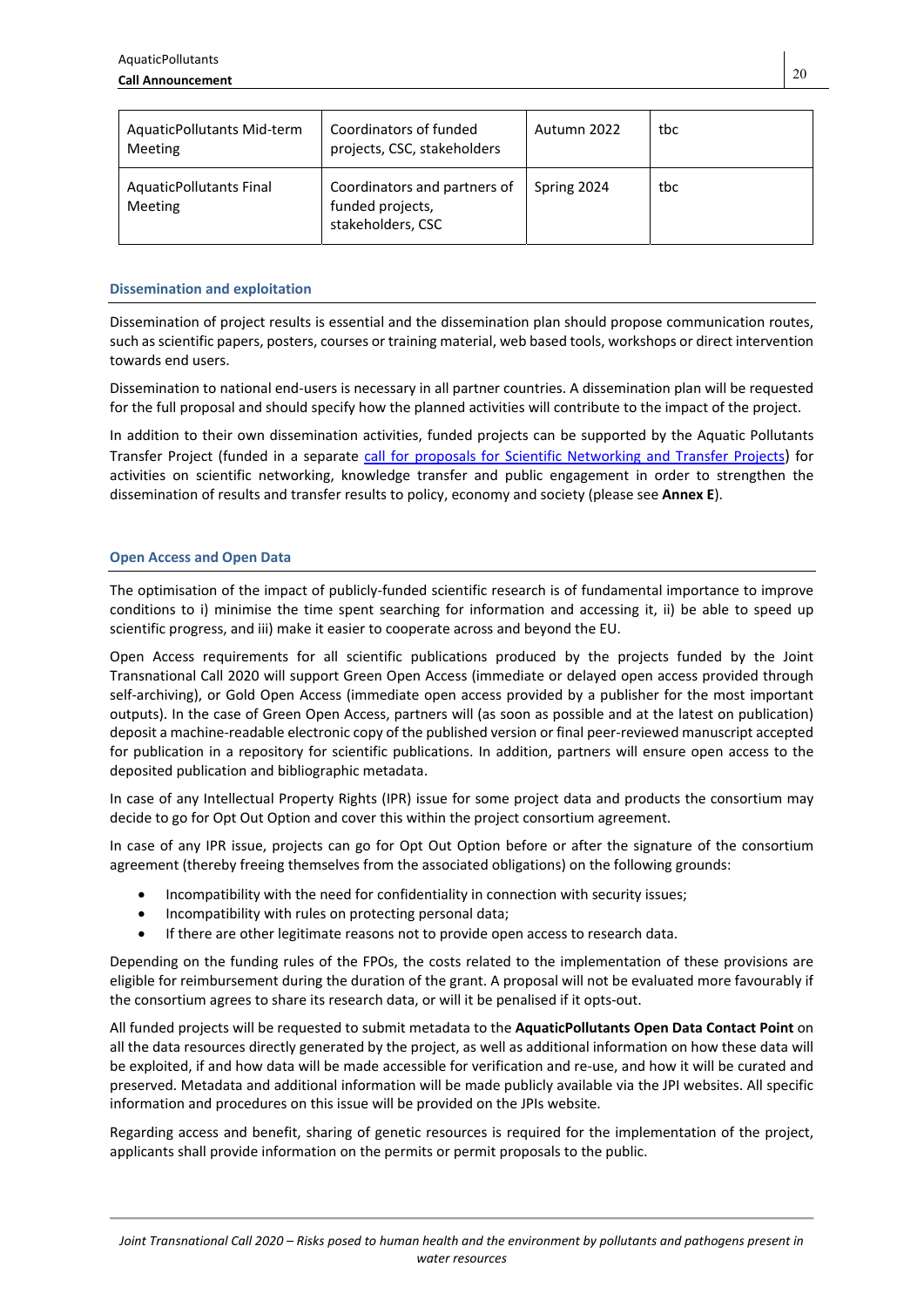| AquaticPollutants Mid-term Meeting | Coordinators of funded projects, CSC, stakeholders | Autumn 2022 | tbc |
|---|---|---|---|
| AquaticPollutants Final Meeting | Coordinators and partners of funded projects, stakeholders, CSC | Spring 2024 | tbc |

### Dissemination and exploitation

Dissemination of project results is essential and the dissemination plan should propose communication routes, such as scientific papers, posters, courses or training material, web based tools, workshops or direct intervention towards end users.

Dissemination to national end-users is necessary in all partner countries. A dissemination plan will be requested for the full proposal and should specify how the planned activities will contribute to the impact of the project.

In addition to their own dissemination activities, funded projects can be supported by the Aquatic Pollutants Transfer Project (funded in a separate call for proposals for Scientific Networking and Transfer Projects) for activities on scientific networking, knowledge transfer and public engagement in order to strengthen the dissemination of results and transfer results to policy, economy and society (please see **Annex E**).

### Open Access and Open Data

The optimisation of the impact of publicly-funded scientific research is of fundamental importance to improve conditions to i) minimise the time spent searching for information and accessing it, ii) be able to speed up scientific progress, and iii) make it easier to cooperate across and beyond the EU.

Open Access requirements for all scientific publications produced by the projects funded by the Joint Transnational Call 2020 will support Green Open Access (immediate or delayed open access provided through self-archiving), or Gold Open Access (immediate open access provided by a publisher for the most important outputs). In the case of Green Open Access, partners will (as soon as possible and at the latest on publication) deposit a machine-readable electronic copy of the published version or final peer-reviewed manuscript accepted for publication in a repository for scientific publications. In addition, partners will ensure open access to the deposited publication and bibliographic metadata.

In case of any Intellectual Property Rights (IPR) issue for some project data and products the consortium may decide to go for Opt Out Option and cover this within the project consortium agreement.

In case of any IPR issue, projects can go for Opt Out Option before or after the signature of the consortium agreement (thereby freeing themselves from the associated obligations) on the following grounds:

- Incompatibility with the need for confidentiality in connection with security issues;
- Incompatibility with rules on protecting personal data;
- If there are other legitimate reasons not to provide open access to research data.

Depending on the funding rules of the FPOs, the costs related to the implementation of these provisions are eligible for reimbursement during the duration of the grant. A proposal will not be evaluated more favourably if the consortium agrees to share its research data, or will it be penalised if it opts-out.

All funded projects will be requested to submit metadata to the **AquaticPollutants Open Data Contact Point** on all the data resources directly generated by the project, as well as additional information on how these data will be exploited, if and how data will be made accessible for verification and re-use, and how it will be curated and preserved. Metadata and additional information will be made publicly available via the JPI websites. All specific information and procedures on this issue will be provided on the JPIs website.

Regarding access and benefit, sharing of genetic resources is required for the implementation of the project, applicants shall provide information on the permits or permit proposals to the public.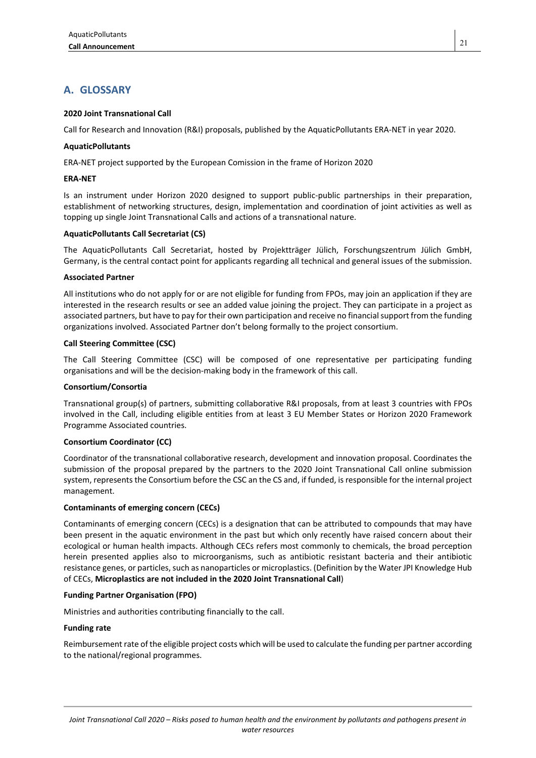## A. GLOSSARY

**2020 Joint Transnational Call**

Call for Research and Innovation (R&I) proposals, published by the AquaticPollutants ERA-NET in year 2020.

**AquaticPollutants**

ERA-NET project supported by the European Comission in the frame of Horizon 2020

**ERA-NET**

Is an instrument under Horizon 2020 designed to support public-public partnerships in their preparation, establishment of networking structures, design, implementation and coordination of joint activities as well as topping up single Joint Transnational Calls and actions of a transnational nature.

**AquaticPollutants Call Secretariat (CS)**

The AquaticPollutants Call Secretariat, hosted by Projektträger Jülich, Forschungszentrum Jülich GmbH, Germany, is the central contact point for applicants regarding all technical and general issues of the submission.

**Associated Partner**

All institutions who do not apply for or are not eligible for funding from FPOs, may join an application if they are interested in the research results or see an added value joining the project. They can participate in a project as associated partners, but have to pay for their own participation and receive no financial support from the funding organizations involved. Associated Partner don't belong formally to the project consortium.

**Call Steering Committee (CSC)**

The Call Steering Committee (CSC) will be composed of one representative per participating funding organisations and will be the decision-making body in the framework of this call.

**Consortium/Consortia**

Transnational group(s) of partners, submitting collaborative R&I proposals, from at least 3 countries with FPOs involved in the Call, including eligible entities from at least 3 EU Member States or Horizon 2020 Framework Programme Associated countries.

**Consortium Coordinator (CC)**

Coordinator of the transnational collaborative research, development and innovation proposal. Coordinates the submission of the proposal prepared by the partners to the 2020 Joint Transnational Call online submission system, represents the Consortium before the CSC an the CS and, if funded, is responsible for the internal project management.

**Contaminants of emerging concern (CECs)**

Contaminants of emerging concern (CECs) is a designation that can be attributed to compounds that may have been present in the aquatic environment in the past but which only recently have raised concern about their ecological or human health impacts. Although CECs refers most commonly to chemicals, the broad perception herein presented applies also to microorganisms, such as antibiotic resistant bacteria and their antibiotic resistance genes, or particles, such as nanoparticles or microplastics. (Definition by the Water JPI Knowledge Hub of CECs, **Microplastics are not included in the 2020 Joint Transnational Call**)

**Funding Partner Organisation (FPO)**

Ministries and authorities contributing financially to the call.

**Funding rate**

Reimbursement rate of the eligible project costs which will be used to calculate the funding per partner according to the national/regional programmes.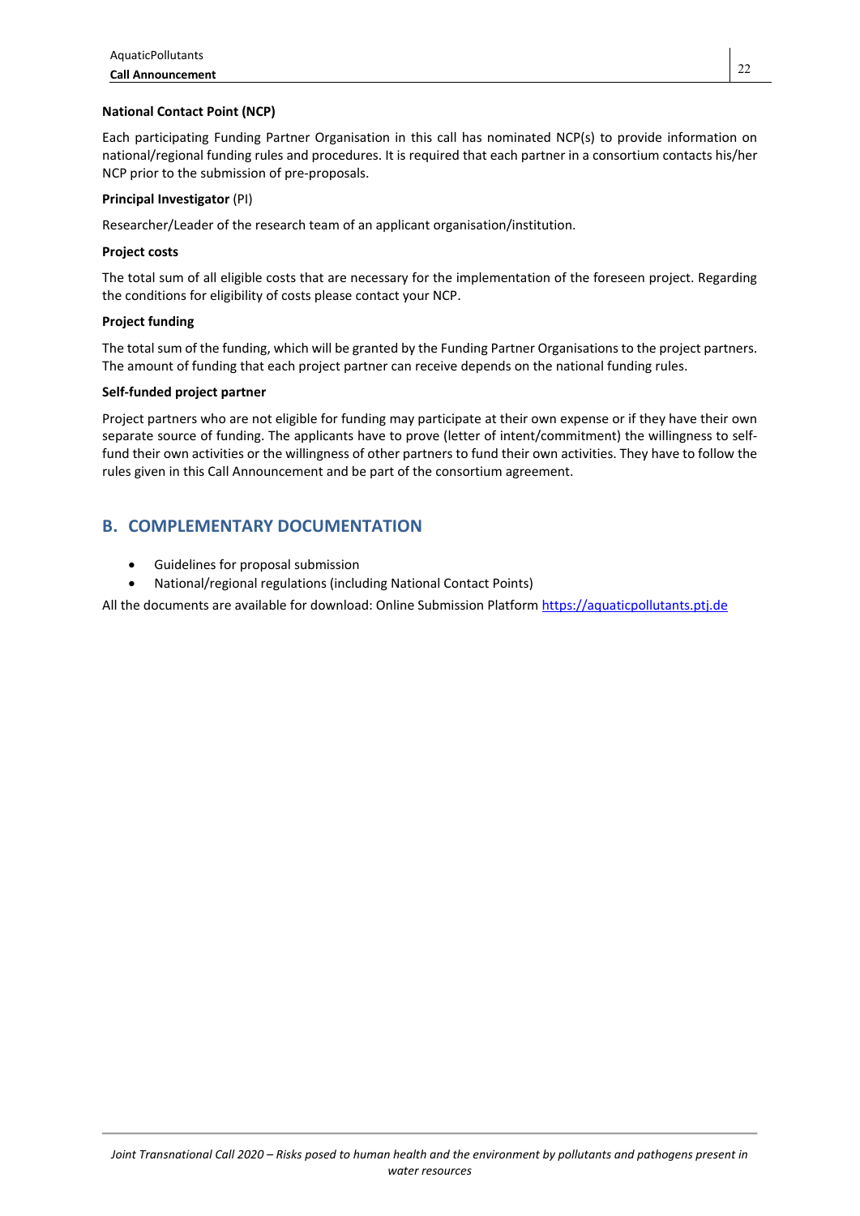**National Contact Point (NCP)**

Each participating Funding Partner Organisation in this call has nominated NCP(s) to provide information on national/regional funding rules and procedures. It is required that each partner in a consortium contacts his/her NCP prior to the submission of pre-proposals.

**Principal Investigator** (PI)

Researcher/Leader of the research team of an applicant organisation/institution.

**Project costs**

The total sum of all eligible costs that are necessary for the implementation of the foreseen project. Regarding the conditions for eligibility of costs please contact your NCP.

**Project funding**

The total sum of the funding, which will be granted by the Funding Partner Organisations to the project partners. The amount of funding that each project partner can receive depends on the national funding rules.

**Self-funded project partner**

Project partners who are not eligible for funding may participate at their own expense or if they have their own separate source of funding. The applicants have to prove (letter of intent/commitment) the willingness to self-fund their own activities or the willingness of other partners to fund their own activities. They have to follow the rules given in this Call Announcement and be part of the consortium agreement.

## B. COMPLEMENTARY DOCUMENTATION

- Guidelines for proposal submission
- National/regional regulations (including National Contact Points)

All the documents are available for download: Online Submission Platform https://aquaticpollutants.ptj.de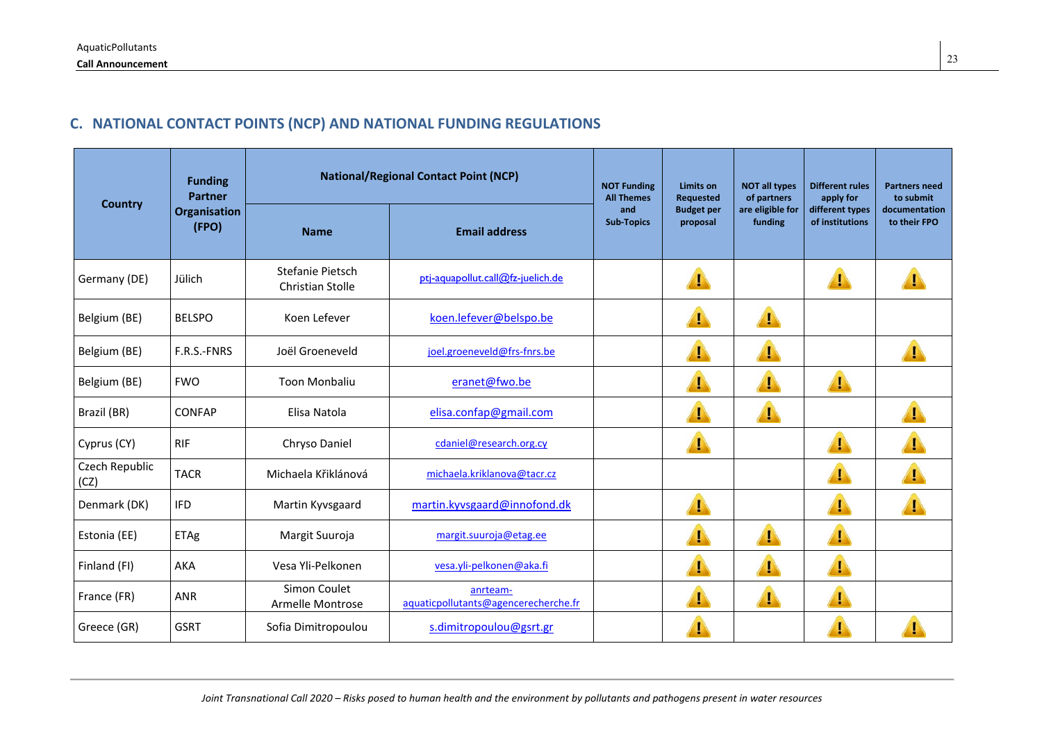## C. NATIONAL CONTACT POINTS (NCP) AND NATIONAL FUNDING REGULATIONS

| Country | Funding Partner Organisation (FPO) | National/Regional Contact Point (NCP) | | NOT Funding All Themes and Sub-Topics | Limits on Requested Budget per proposal | NOT all types of partners are eligible for funding | Different rules apply for different types of institutions | Partners need to submit documentation to their FPO |
|---|---|---|---|---|---|---|---|---|
| | | Name | Email address | | | | | |
| Germany (DE) | Jülich | Stefanie Pietsch<br>Christian Stolle | ptj-aquapollut.call@fz-juelich.de | | ⚠ | | ⚠ | ⚠ |
| Belgium (BE) | BELSPO | Koen Lefever | koen.lefever@belspo.be | | ⚠ | ⚠ | | |
| Belgium (BE) | F.R.S.-FNRS | Joël Groeneveld | joel.groeneveld@frs-fnrs.be | | ⚠ | ⚠ | | ⚠ |
| Belgium (BE) | FWO | Toon Monbaliu | eranet@fwo.be | | ⚠ | ⚠ | ⚠ | |
| Brazil (BR) | CONFAP | Elisa Natola | elisa.confap@gmail.com | | ⚠ | ⚠ | | ⚠ |
| Cyprus (CY) | RIF | Chryso Daniel | cdaniel@research.org.cy | | ⚠ | | ⚠ | ⚠ |
| Czech Republic (CZ) | TACR | Michaela Křiklánová | michaela.kriklanova@tacr.cz | | | | ⚠ | ⚠ |
| Denmark (DK) | IFD | Martin Kyvsgaard | martin.kyvsgaard@innofond.dk | | ⚠ | | ⚠ | ⚠ |
| Estonia (EE) | ETAg | Margit Suuroja | margit.suuroja@etag.ee | | ⚠ | ⚠ | ⚠ | |
| Finland (FI) | AKA | Vesa Yli-Pelkonen | vesa.yli-pelkonen@aka.fi | | ⚠ | ⚠ | ⚠ | |
| France (FR) | ANR | Simon Coulet<br>Armelle Montrose | anrteam-aquaticpollutants@agencerecherche.fr | | ⚠ | ⚠ | ⚠ | |
| Greece (GR) | GSRT | Sofia Dimitropoulou | s.dimitropoulou@gsrt.gr | | ⚠ | | ⚠ | ⚠ |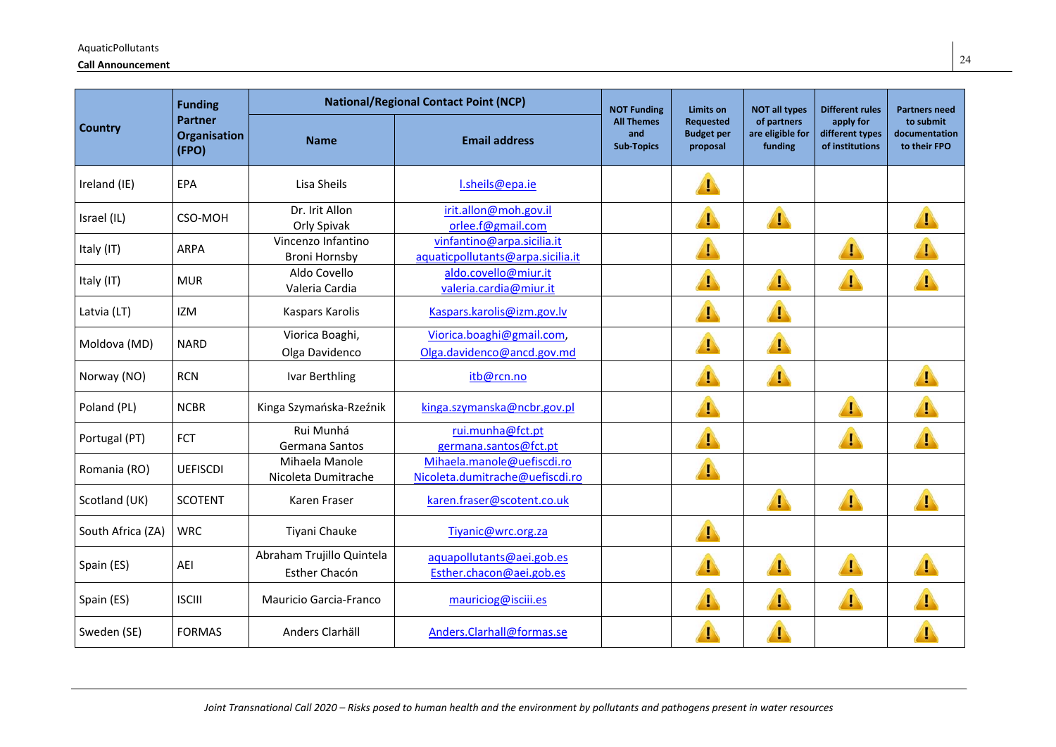| Country | Funding Partner Organisation (FPO) | National/Regional Contact Point (NCP) | | NOT Funding All Themes and Sub-Topics | Limits on Requested Budget per proposal | NOT all types of partners are eligible for funding | Different rules apply for different types of institutions | Partners need to submit documentation to their FPO |
|---|---|---|---|---|---|---|---|---|
| | | Name | Email address | | | | | |
| Ireland (IE) | EPA | Lisa Sheils | l.sheils@epa.ie | | ⚠ | | | |
| Israel (IL) | CSO-MOH | Dr. Irit Allon<br>Orly Spivak | irit.allon@moh.gov.il<br>orlee.f@gmail.com | | ⚠ | ⚠ | | ⚠ |
| Italy (IT) | ARPA | Vincenzo Infantino<br>Broni Hornsby | vinfantino@arpa.sicilia.it<br>aquaticpollutants@arpa.sicilia.it | | ⚠ | | ⚠ | ⚠ |
| Italy (IT) | MUR | Aldo Covello<br>Valeria Cardia | aldo.covello@miur.it<br>valeria.cardia@miur.it | | ⚠ | ⚠ | ⚠ | ⚠ |
| Latvia (LT) | IZM | Kaspars Karolis | Kaspars.karolis@izm.gov.lv | | ⚠ | ⚠ | | |
| Moldova (MD) | NARD | Viorica Boaghi,<br>Olga Davidenco | Viorica.boaghi@gmail.com,<br>Olga.davidenco@ancd.gov.md | | ⚠ | ⚠ | | |
| Norway (NO) | RCN | Ivar Berthling | itb@rcn.no | | ⚠ | ⚠ | | ⚠ |
| Poland (PL) | NCBR | Kinga Szymańska-Rzeźnik | kinga.szymanska@ncbr.gov.pl | | ⚠ | | ⚠ | ⚠ |
| Portugal (PT) | FCT | Rui Munhá<br>Germana Santos | rui.munha@fct.pt<br>germana.santos@fct.pt | | ⚠ | | ⚠ | ⚠ |
| Romania (RO) | UEFISCDI | Mihaela Manole<br>Nicoleta Dumitrache | Mihaela.manole@uefiscdi.ro<br>Nicoleta.dumitrache@uefiscdi.ro | | ⚠ | | | |
| Scotland (UK) | SCOTENT | Karen Fraser | karen.fraser@scotent.co.uk | | | ⚠ | ⚠ | ⚠ |
| South Africa (ZA) | WRC | Tiyani Chauke | Tiyanic@wrc.org.za | | ⚠ | | | |
| Spain (ES) | AEI | Abraham Trujillo Quintela<br>Esther Chacón | aquapollutants@aei.gob.es<br>Esther.chacon@aei.gob.es | | ⚠ | ⚠ | ⚠ | ⚠ |
| Spain (ES) | ISCIII | Mauricio Garcia-Franco | mauriciog@isciii.es | | ⚠ | ⚠ | ⚠ | ⚠ |
| Sweden (SE) | FORMAS | Anders Clarhäll | Anders.Clarhall@formas.se | | ⚠ | ⚠ | | ⚠ |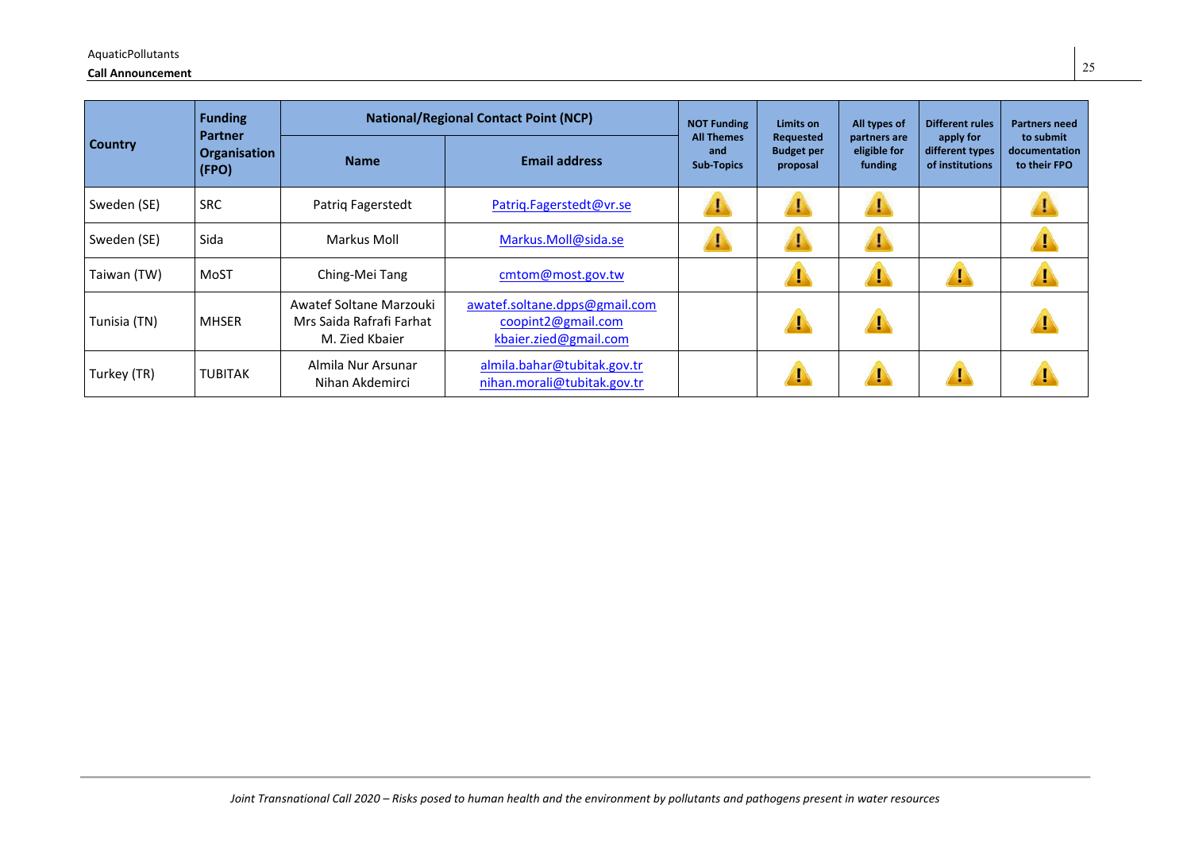| Country | Funding Partner Organisation (FPO) | National/Regional Contact Point (NCP) | | NOT Funding All Themes and Sub-Topics | Limits on Requested Budget per proposal | All types of partners are eligible for funding | Different rules apply for different types of institutions | Partners need to submit documentation to their FPO |
|---|---|---|---|---|---|---|---|---|
| | | Name | Email address | | | | | |
| Sweden (SE) | SRC | Patriq Fagerstedt | Patriq.Fagerstedt@vr.se | ⚠ | ⚠ | ⚠ | | ⚠ |
| Sweden (SE) | Sida | Markus Moll | Markus.Moll@sida.se | ⚠ | ⚠ | ⚠ | | ⚠ |
| Taiwan (TW) | MoST | Ching-Mei Tang | cmtom@most.gov.tw | | ⚠ | ⚠ | ⚠ | ⚠ |
| Tunisia (TN) | MHSER | Awatef Soltane Marzouki<br>Mrs Saida Rafrafi Farhat<br>M. Zied Kbaier | awatef.soltane.dpps@gmail.com<br>coopint2@gmail.com<br>kbaier.zied@gmail.com | | ⚠ | ⚠ | | ⚠ |
| Turkey (TR) | TUBITAK | Almila Nur Arsunar<br>Nihan Akdemirci | almila.bahar@tubitak.gov.tr<br>nihan.morali@tubitak.gov.tr | | ⚠ | ⚠ | ⚠ | ⚠ |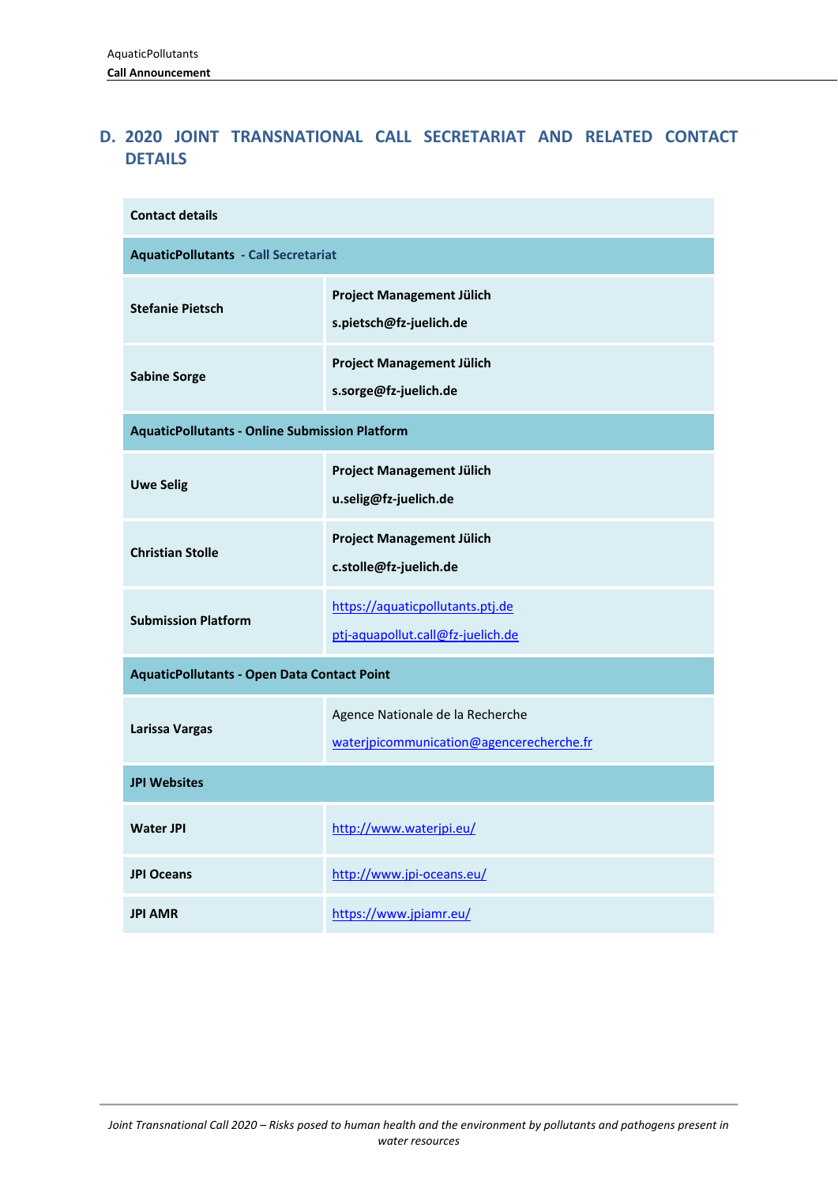# D. 2020 JOINT TRANSNATIONAL CALL SECRETARIAT AND RELATED CONTACT DETAILS

| **Contact details** | |
|---|---|
| **AquaticPollutants - Call Secretariat** | |
| **Stefanie Pietsch** | **Project Management Jülich**<br>**s.pietsch@fz-juelich.de** |
| **Sabine Sorge** | **Project Management Jülich**<br>**s.sorge@fz-juelich.de** |
| **AquaticPollutants - Online Submission Platform** | |
| **Uwe Selig** | **Project Management Jülich**<br>**u.selig@fz-juelich.de** |
| **Christian Stolle** | **Project Management Jülich**<br>**c.stolle@fz-juelich.de** |
| **Submission Platform** | https://aquaticpollutants.ptj.de<br>ptj-aquapollut.call@fz-juelich.de |
| **AquaticPollutants - Open Data Contact Point** | |
| **Larissa Vargas** | Agence Nationale de la Recherche<br>waterjpicommunication@agencerecherche.fr |
| **JPI Websites** | |
| **Water JPI** | http://www.waterjpi.eu/ |
| **JPI Oceans** | http://www.jpi-oceans.eu/ |
| **JPI AMR** | https://www.jpiamr.eu/ |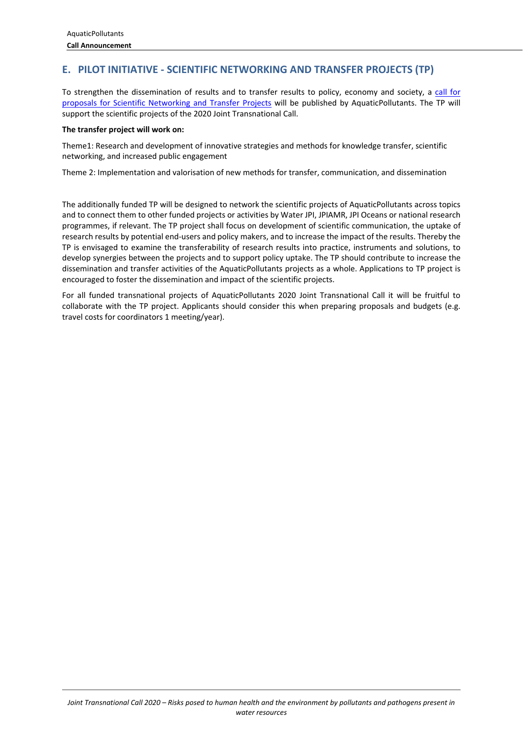## E. PILOT INITIATIVE - SCIENTIFIC NETWORKING AND TRANSFER PROJECTS (TP)

To strengthen the dissemination of results and to transfer results to policy, economy and society, a call for proposals for Scientific Networking and Transfer Projects will be published by AquaticPollutants. The TP will support the scientific projects of the 2020 Joint Transnational Call.

**The transfer project will work on:**

Theme1: Research and development of innovative strategies and methods for knowledge transfer, scientific networking, and increased public engagement

Theme 2: Implementation and valorisation of new methods for transfer, communication, and dissemination

The additionally funded TP will be designed to network the scientific projects of AquaticPollutants across topics and to connect them to other funded projects or activities by Water JPI, JPIAMR, JPI Oceans or national research programmes, if relevant. The TP project shall focus on development of scientific communication, the uptake of research results by potential end-users and policy makers, and to increase the impact of the results. Thereby the TP is envisaged to examine the transferability of research results into practice, instruments and solutions, to develop synergies between the projects and to support policy uptake. The TP should contribute to increase the dissemination and transfer activities of the AquaticPollutants projects as a whole. Applications to TP project is encouraged to foster the dissemination and impact of the scientific projects.

For all funded transnational projects of AquaticPollutants 2020 Joint Transnational Call it will be fruitful to collaborate with the TP project. Applicants should consider this when preparing proposals and budgets (e.g. travel costs for coordinators 1 meeting/year).